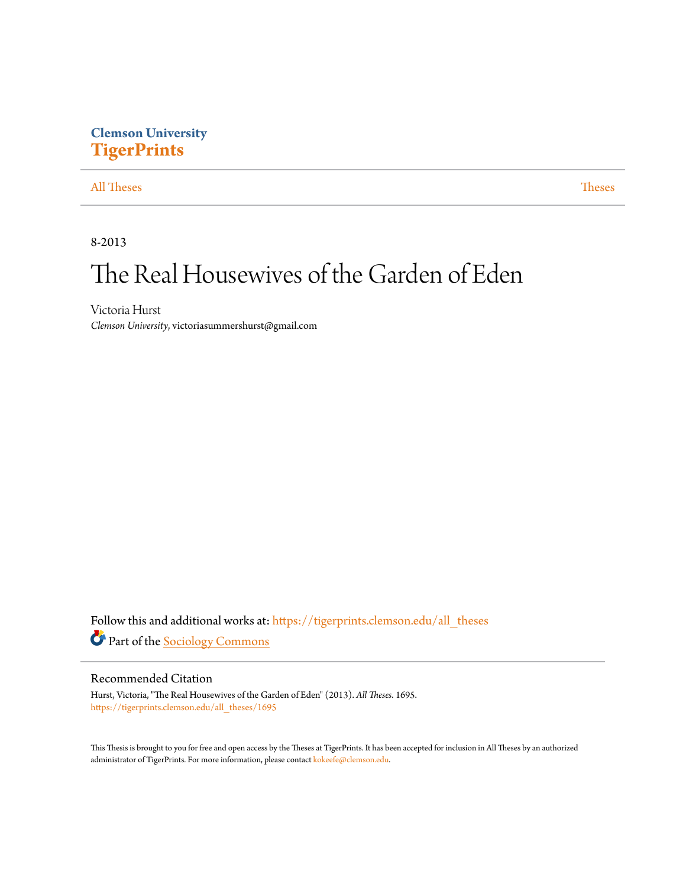Clemson University
**TigerPrints**

All Theses | Theses

8-2013

# The Real Housewives of the Garden of Eden

Victoria Hurst
*Clemson University*, victoriasummershurst@gmail.com

Follow this and additional works at: https://tigerprints.clemson.edu/all_theses

Part of the Sociology Commons

## Recommended Citation

Hurst, Victoria, "The Real Housewives of the Garden of Eden" (2013). *All Theses*. 1695.
https://tigerprints.clemson.edu/all_theses/1695

This Thesis is brought to you for free and open access by the Theses at TigerPrints. It has been accepted for inclusion in All Theses by an authorized administrator of TigerPrints. For more information, please contact kokeefe@clemson.edu.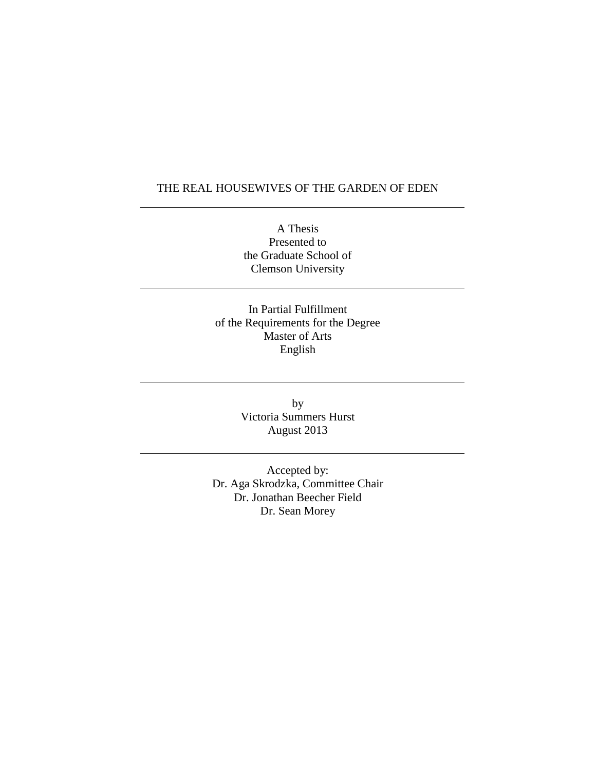# THE REAL HOUSEWIVES OF THE GARDEN OF EDEN

---

A Thesis
Presented to
the Graduate School of
Clemson University

---

In Partial Fulfillment
of the Requirements for the Degree
Master of Arts
English

---

by
Victoria Summers Hurst
August 2013

---

Accepted by:
Dr. Aga Skrodzka, Committee Chair
Dr. Jonathan Beecher Field
Dr. Sean Morey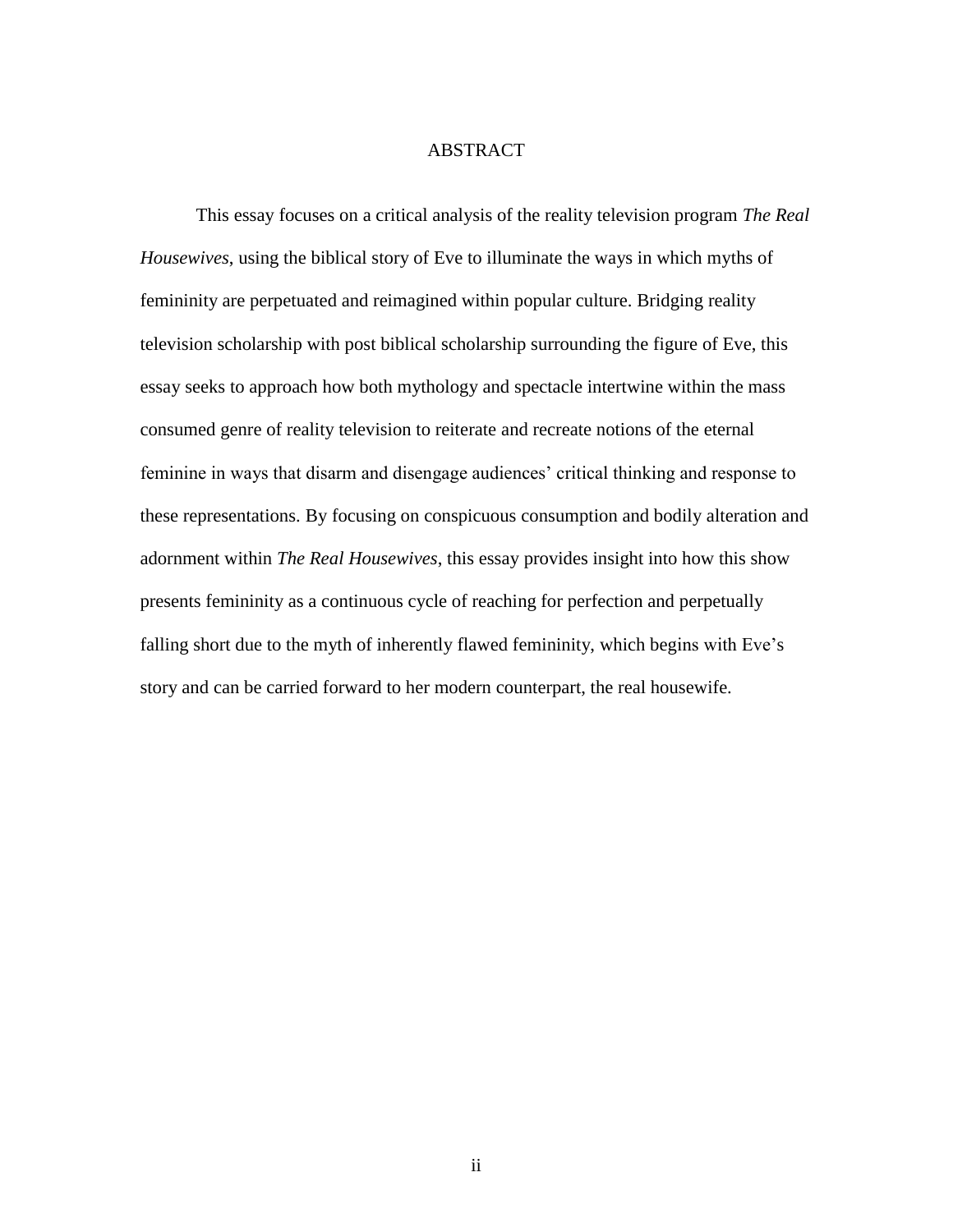# ABSTRACT

This essay focuses on a critical analysis of the reality television program *The Real Housewives*, using the biblical story of Eve to illuminate the ways in which myths of femininity are perpetuated and reimagined within popular culture. Bridging reality television scholarship with post biblical scholarship surrounding the figure of Eve, this essay seeks to approach how both mythology and spectacle intertwine within the mass consumed genre of reality television to reiterate and recreate notions of the eternal feminine in ways that disarm and disengage audiences' critical thinking and response to these representations. By focusing on conspicuous consumption and bodily alteration and adornment within *The Real Housewives*, this essay provides insight into how this show presents femininity as a continuous cycle of reaching for perfection and perpetually falling short due to the myth of inherently flawed femininity, which begins with Eve's story and can be carried forward to her modern counterpart, the real housewife.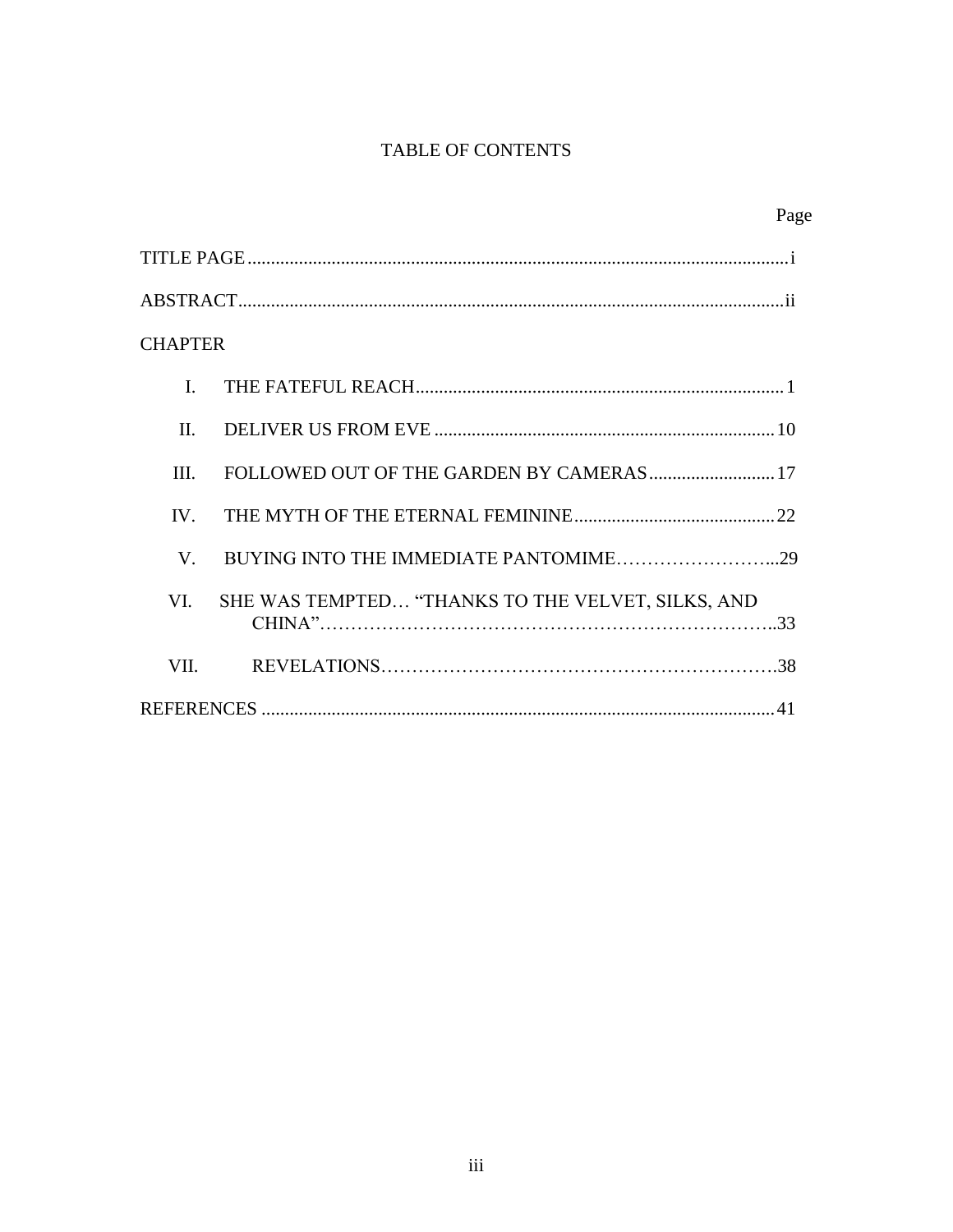# TABLE OF CONTENTS

| | | Page |
|---|---|---|
| TITLE PAGE | | i |
| ABSTRACT | | ii |
| CHAPTER | | |
| I. | THE FATEFUL REACH | 1 |
| II. | DELIVER US FROM EVE | 10 |
| III. | FOLLOWED OUT OF THE GARDEN BY CAMERAS | 17 |
| IV. | THE MYTH OF THE ETERNAL FEMININE | 22 |
| V. | BUYING INTO THE IMMEDIATE PANTOMIME | 29 |
| VI. | SHE WAS TEMPTED… "THANKS TO THE VELVET, SILKS, AND CHINA" | 33 |
| VII. | REVELATIONS | 38 |
| REFERENCES | | 41 |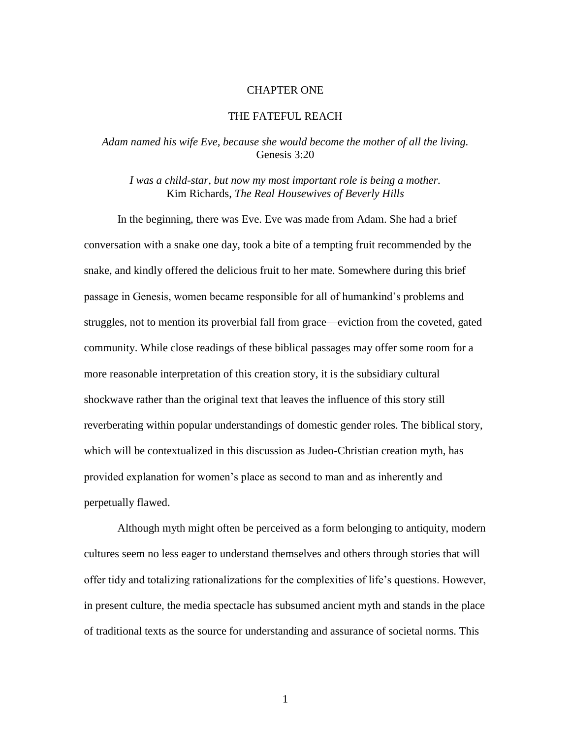# CHAPTER ONE

## THE FATEFUL REACH

*Adam named his wife Eve, because she would become the mother of all the living.*
Genesis 3:20

*I was a child-star, but now my most important role is being a mother.*
Kim Richards, *The Real Housewives of Beverly Hills*

In the beginning, there was Eve. Eve was made from Adam. She had a brief conversation with a snake one day, took a bite of a tempting fruit recommended by the snake, and kindly offered the delicious fruit to her mate. Somewhere during this brief passage in Genesis, women became responsible for all of humankind's problems and struggles, not to mention its proverbial fall from grace—eviction from the coveted, gated community. While close readings of these biblical passages may offer some room for a more reasonable interpretation of this creation story, it is the subsidiary cultural shockwave rather than the original text that leaves the influence of this story still reverberating within popular understandings of domestic gender roles. The biblical story, which will be contextualized in this discussion as Judeo-Christian creation myth, has provided explanation for women's place as second to man and as inherently and perpetually flawed.

Although myth might often be perceived as a form belonging to antiquity, modern cultures seem no less eager to understand themselves and others through stories that will offer tidy and totalizing rationalizations for the complexities of life's questions. However, in present culture, the media spectacle has subsumed ancient myth and stands in the place of traditional texts as the source for understanding and assurance of societal norms. This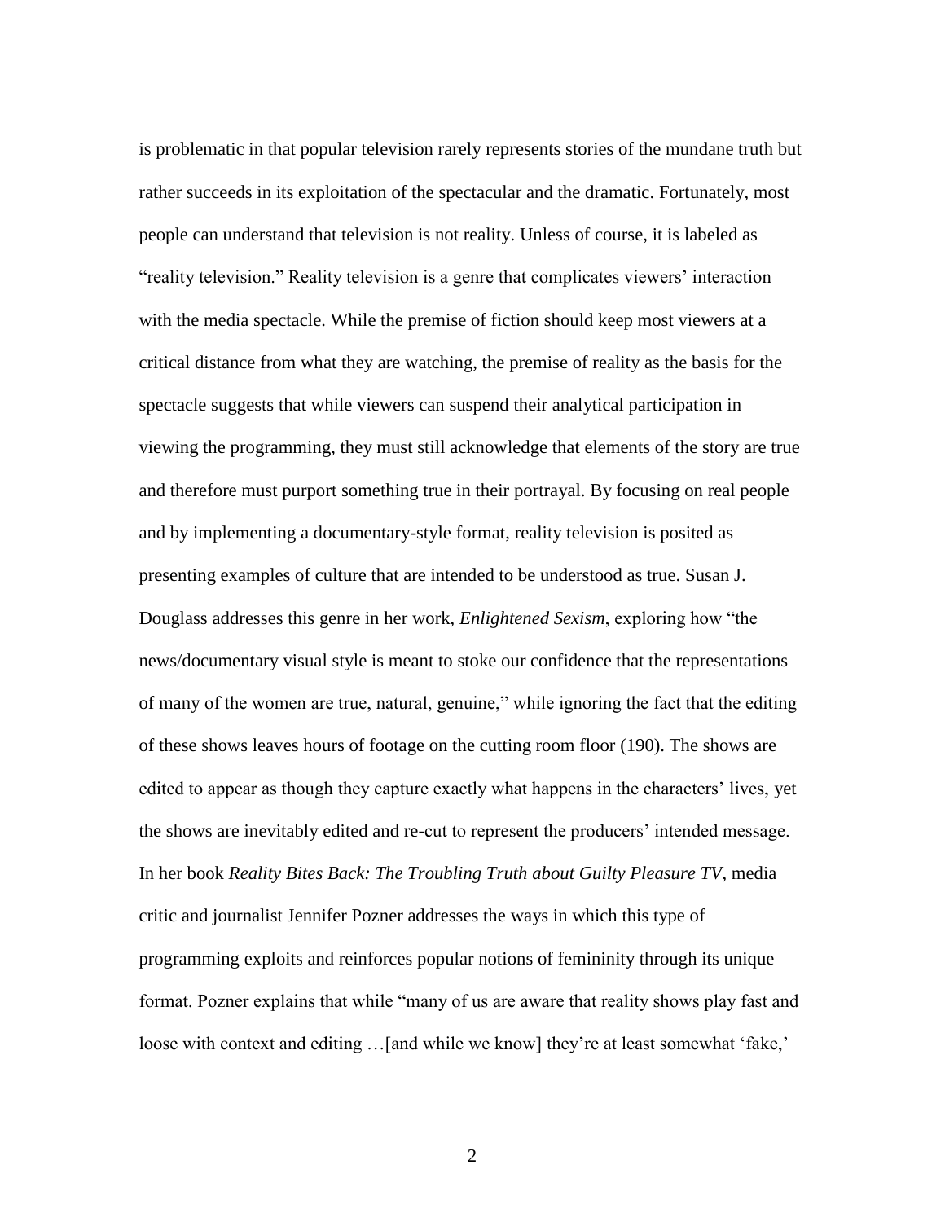is problematic in that popular television rarely represents stories of the mundane truth but rather succeeds in its exploitation of the spectacular and the dramatic. Fortunately, most people can understand that television is not reality. Unless of course, it is labeled as "reality television." Reality television is a genre that complicates viewers' interaction with the media spectacle. While the premise of fiction should keep most viewers at a critical distance from what they are watching, the premise of reality as the basis for the spectacle suggests that while viewers can suspend their analytical participation in viewing the programming, they must still acknowledge that elements of the story are true and therefore must purport something true in their portrayal. By focusing on real people and by implementing a documentary-style format, reality television is posited as presenting examples of culture that are intended to be understood as true. Susan J. Douglass addresses this genre in her work, *Enlightened Sexism*, exploring how "the news/documentary visual style is meant to stoke our confidence that the representations of many of the women are true, natural, genuine," while ignoring the fact that the editing of these shows leaves hours of footage on the cutting room floor (190). The shows are edited to appear as though they capture exactly what happens in the characters' lives, yet the shows are inevitably edited and re-cut to represent the producers' intended message. In her book *Reality Bites Back: The Troubling Truth about Guilty Pleasure TV*, media critic and journalist Jennifer Pozner addresses the ways in which this type of programming exploits and reinforces popular notions of femininity through its unique format. Pozner explains that while "many of us are aware that reality shows play fast and loose with context and editing …[and while we know] they're at least somewhat 'fake,'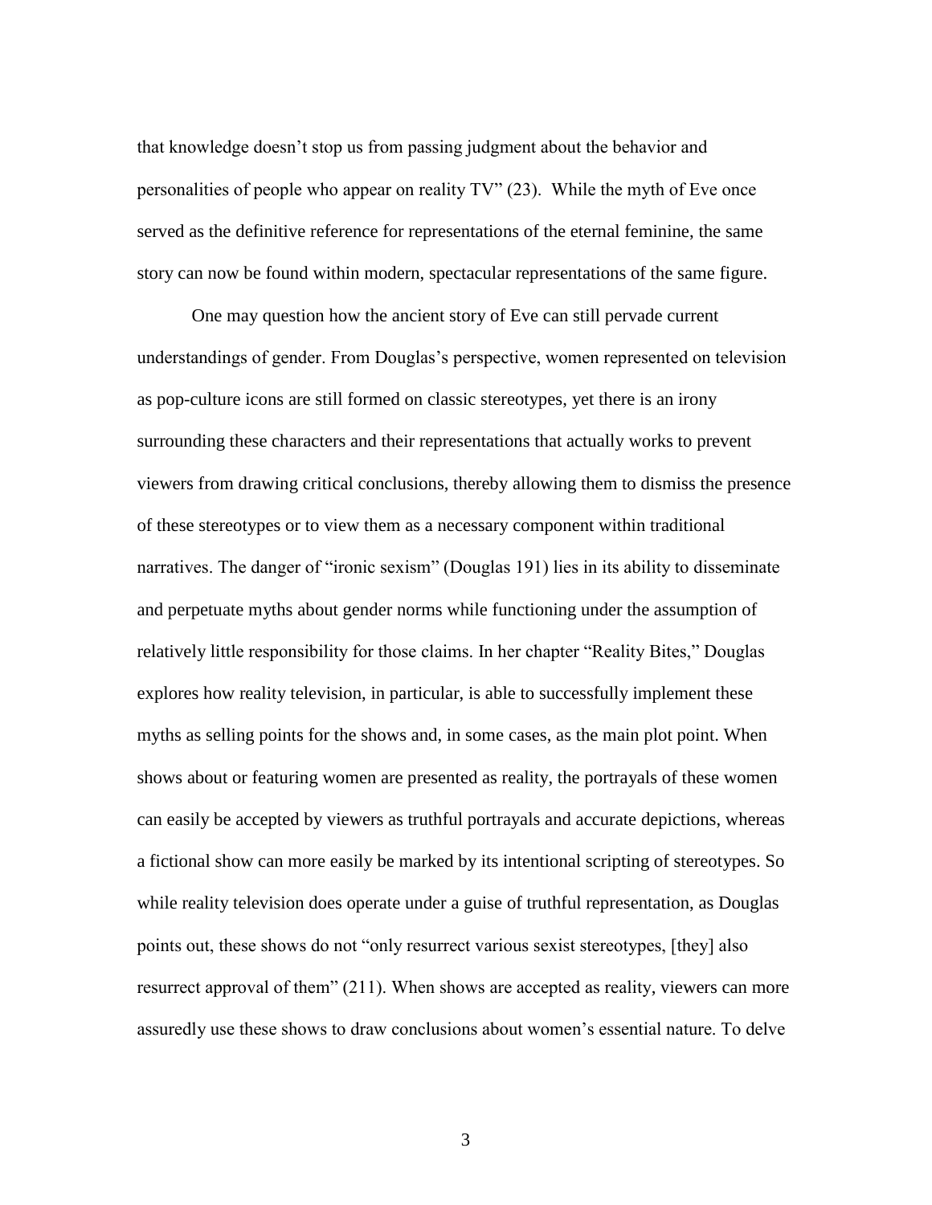that knowledge doesn't stop us from passing judgment about the behavior and personalities of people who appear on reality TV" (23). While the myth of Eve once served as the definitive reference for representations of the eternal feminine, the same story can now be found within modern, spectacular representations of the same figure.

One may question how the ancient story of Eve can still pervade current understandings of gender. From Douglas's perspective, women represented on television as pop-culture icons are still formed on classic stereotypes, yet there is an irony surrounding these characters and their representations that actually works to prevent viewers from drawing critical conclusions, thereby allowing them to dismiss the presence of these stereotypes or to view them as a necessary component within traditional narratives. The danger of "ironic sexism" (Douglas 191) lies in its ability to disseminate and perpetuate myths about gender norms while functioning under the assumption of relatively little responsibility for those claims. In her chapter "Reality Bites," Douglas explores how reality television, in particular, is able to successfully implement these myths as selling points for the shows and, in some cases, as the main plot point. When shows about or featuring women are presented as reality, the portrayals of these women can easily be accepted by viewers as truthful portrayals and accurate depictions, whereas a fictional show can more easily be marked by its intentional scripting of stereotypes. So while reality television does operate under a guise of truthful representation, as Douglas points out, these shows do not "only resurrect various sexist stereotypes, [they] also resurrect approval of them" (211). When shows are accepted as reality, viewers can more assuredly use these shows to draw conclusions about women's essential nature. To delve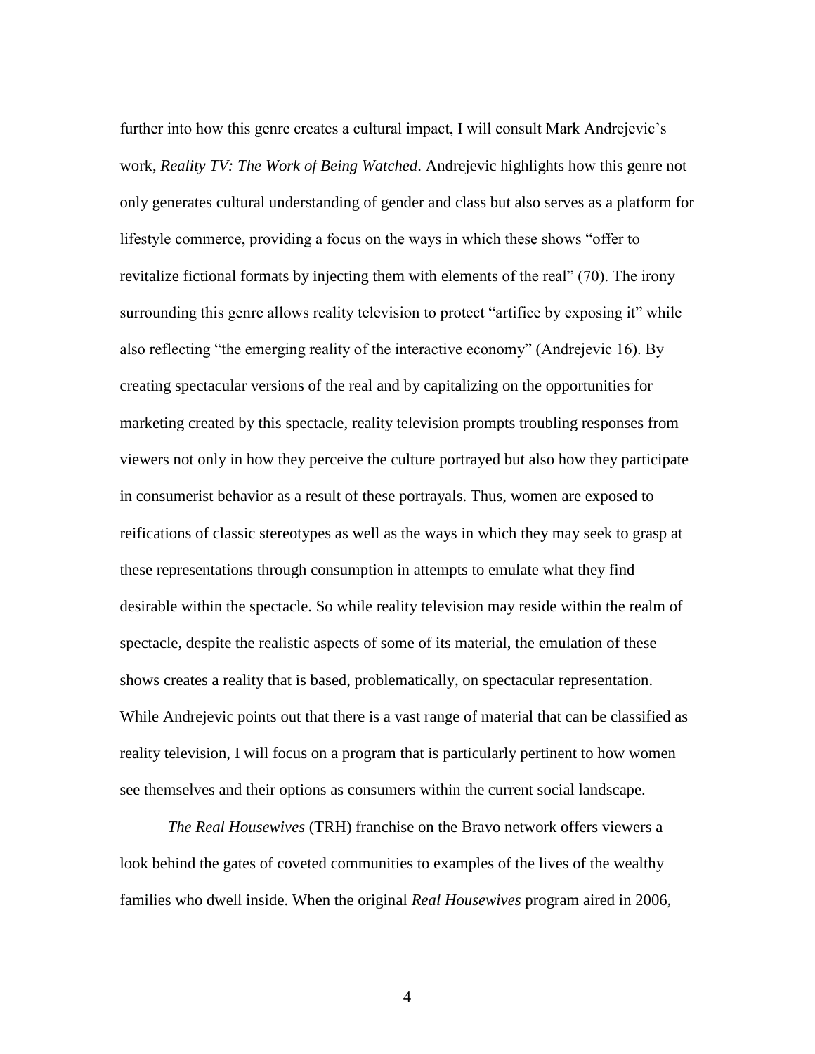further into how this genre creates a cultural impact, I will consult Mark Andrejevic's work, *Reality TV: The Work of Being Watched*. Andrejevic highlights how this genre not only generates cultural understanding of gender and class but also serves as a platform for lifestyle commerce, providing a focus on the ways in which these shows "offer to revitalize fictional formats by injecting them with elements of the real" (70). The irony surrounding this genre allows reality television to protect "artifice by exposing it" while also reflecting "the emerging reality of the interactive economy" (Andrejevic 16). By creating spectacular versions of the real and by capitalizing on the opportunities for marketing created by this spectacle, reality television prompts troubling responses from viewers not only in how they perceive the culture portrayed but also how they participate in consumerist behavior as a result of these portrayals. Thus, women are exposed to reifications of classic stereotypes as well as the ways in which they may seek to grasp at these representations through consumption in attempts to emulate what they find desirable within the spectacle. So while reality television may reside within the realm of spectacle, despite the realistic aspects of some of its material, the emulation of these shows creates a reality that is based, problematically, on spectacular representation. While Andrejevic points out that there is a vast range of material that can be classified as reality television, I will focus on a program that is particularly pertinent to how women see themselves and their options as consumers within the current social landscape.

*The Real Housewives* (TRH) franchise on the Bravo network offers viewers a look behind the gates of coveted communities to examples of the lives of the wealthy families who dwell inside. When the original *Real Housewives* program aired in 2006,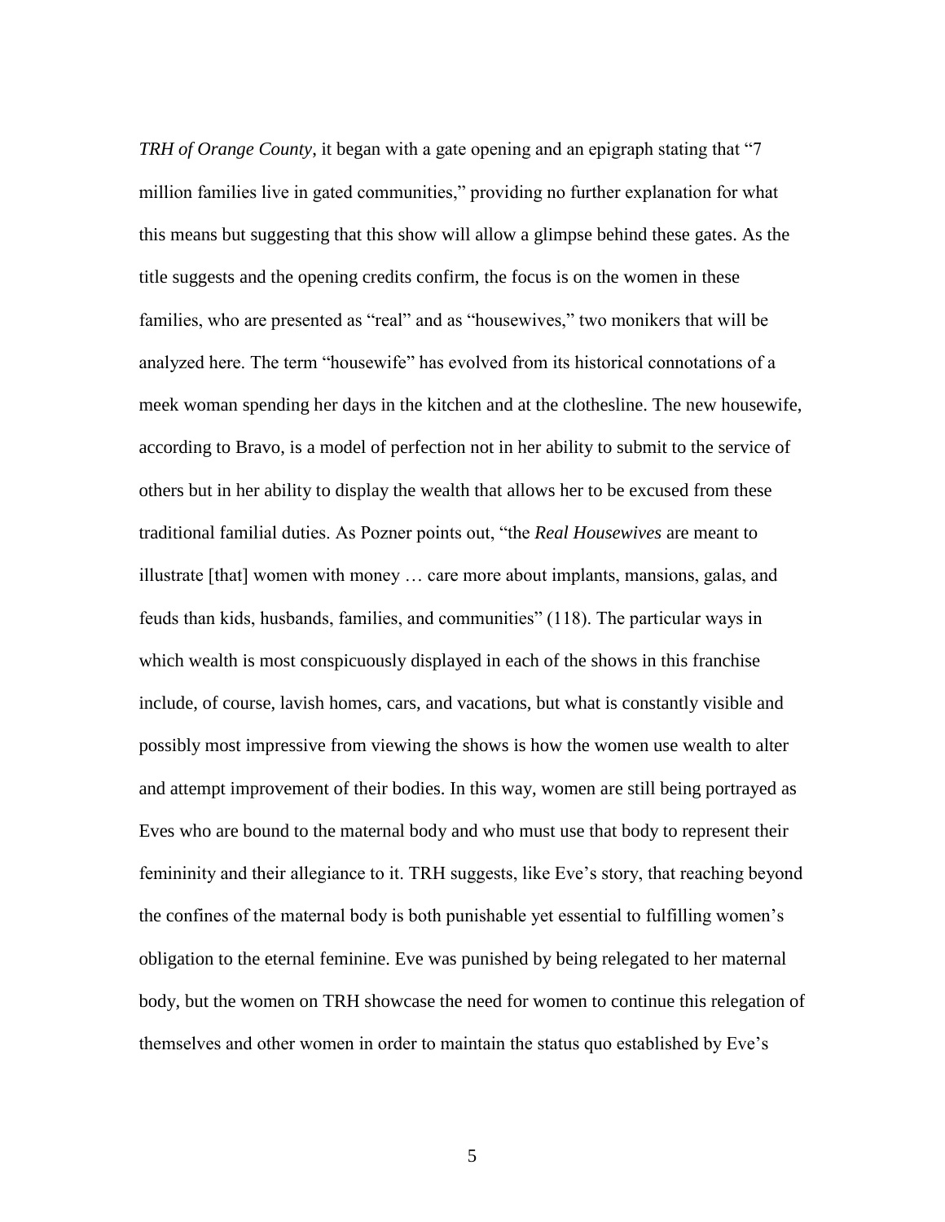*TRH of Orange County*, it began with a gate opening and an epigraph stating that "7 million families live in gated communities," providing no further explanation for what this means but suggesting that this show will allow a glimpse behind these gates. As the title suggests and the opening credits confirm, the focus is on the women in these families, who are presented as "real" and as "housewives," two monikers that will be analyzed here. The term "housewife" has evolved from its historical connotations of a meek woman spending her days in the kitchen and at the clothesline. The new housewife, according to Bravo, is a model of perfection not in her ability to submit to the service of others but in her ability to display the wealth that allows her to be excused from these traditional familial duties. As Pozner points out, "the *Real Housewives* are meant to illustrate [that] women with money … care more about implants, mansions, galas, and feuds than kids, husbands, families, and communities" (118). The particular ways in which wealth is most conspicuously displayed in each of the shows in this franchise include, of course, lavish homes, cars, and vacations, but what is constantly visible and possibly most impressive from viewing the shows is how the women use wealth to alter and attempt improvement of their bodies. In this way, women are still being portrayed as Eves who are bound to the maternal body and who must use that body to represent their femininity and their allegiance to it. TRH suggests, like Eve's story, that reaching beyond the confines of the maternal body is both punishable yet essential to fulfilling women's obligation to the eternal feminine. Eve was punished by being relegated to her maternal body, but the women on TRH showcase the need for women to continue this relegation of themselves and other women in order to maintain the status quo established by Eve's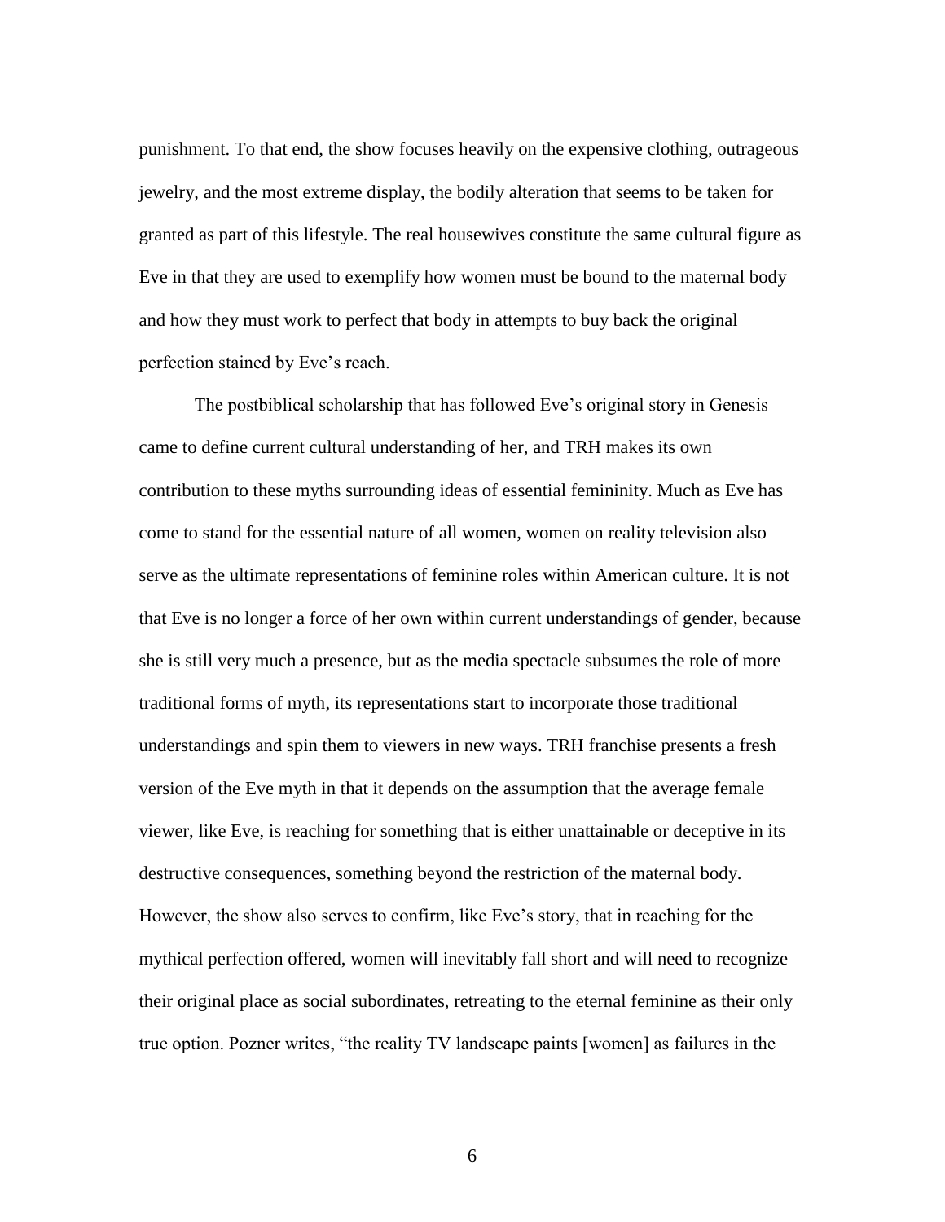punishment. To that end, the show focuses heavily on the expensive clothing, outrageous jewelry, and the most extreme display, the bodily alteration that seems to be taken for granted as part of this lifestyle. The real housewives constitute the same cultural figure as Eve in that they are used to exemplify how women must be bound to the maternal body and how they must work to perfect that body in attempts to buy back the original perfection stained by Eve's reach.

The postbiblical scholarship that has followed Eve's original story in Genesis came to define current cultural understanding of her, and TRH makes its own contribution to these myths surrounding ideas of essential femininity. Much as Eve has come to stand for the essential nature of all women, women on reality television also serve as the ultimate representations of feminine roles within American culture. It is not that Eve is no longer a force of her own within current understandings of gender, because she is still very much a presence, but as the media spectacle subsumes the role of more traditional forms of myth, its representations start to incorporate those traditional understandings and spin them to viewers in new ways. TRH franchise presents a fresh version of the Eve myth in that it depends on the assumption that the average female viewer, like Eve, is reaching for something that is either unattainable or deceptive in its destructive consequences, something beyond the restriction of the maternal body. However, the show also serves to confirm, like Eve's story, that in reaching for the mythical perfection offered, women will inevitably fall short and will need to recognize their original place as social subordinates, retreating to the eternal feminine as their only true option. Pozner writes, "the reality TV landscape paints [women] as failures in the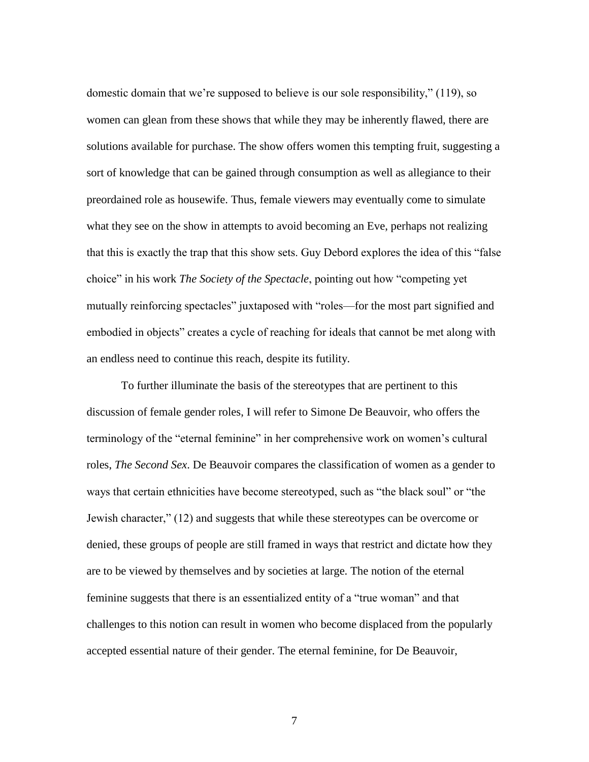domestic domain that we're supposed to believe is our sole responsibility," (119), so women can glean from these shows that while they may be inherently flawed, there are solutions available for purchase. The show offers women this tempting fruit, suggesting a sort of knowledge that can be gained through consumption as well as allegiance to their preordained role as housewife. Thus, female viewers may eventually come to simulate what they see on the show in attempts to avoid becoming an Eve, perhaps not realizing that this is exactly the trap that this show sets. Guy Debord explores the idea of this "false choice" in his work *The Society of the Spectacle*, pointing out how "competing yet mutually reinforcing spectacles" juxtaposed with "roles—for the most part signified and embodied in objects" creates a cycle of reaching for ideals that cannot be met along with an endless need to continue this reach, despite its futility.

To further illuminate the basis of the stereotypes that are pertinent to this discussion of female gender roles, I will refer to Simone De Beauvoir, who offers the terminology of the "eternal feminine" in her comprehensive work on women's cultural roles, *The Second Sex*. De Beauvoir compares the classification of women as a gender to ways that certain ethnicities have become stereotyped, such as "the black soul" or "the Jewish character," (12) and suggests that while these stereotypes can be overcome or denied, these groups of people are still framed in ways that restrict and dictate how they are to be viewed by themselves and by societies at large. The notion of the eternal feminine suggests that there is an essentialized entity of a "true woman" and that challenges to this notion can result in women who become displaced from the popularly accepted essential nature of their gender. The eternal feminine, for De Beauvoir,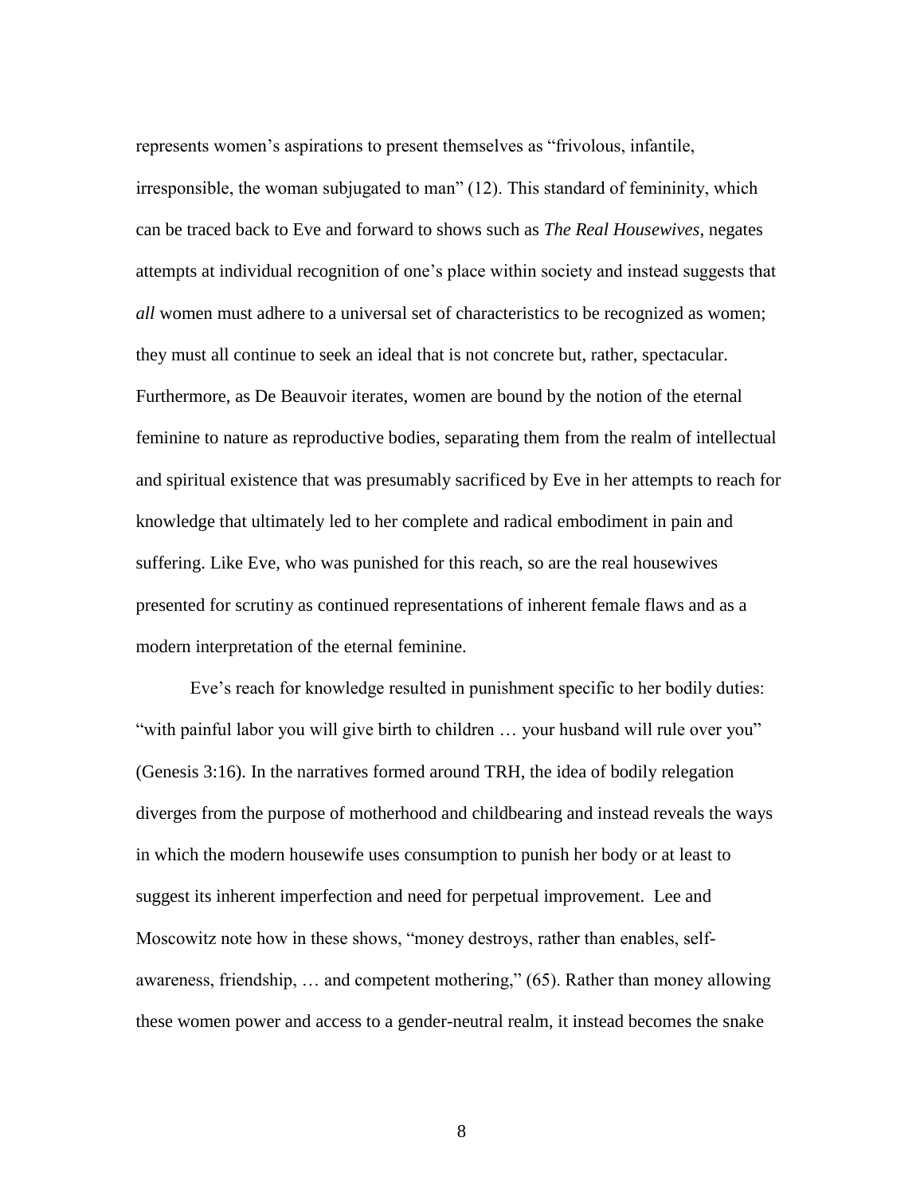represents women's aspirations to present themselves as "frivolous, infantile, irresponsible, the woman subjugated to man" (12). This standard of femininity, which can be traced back to Eve and forward to shows such as *The Real Housewives*, negates attempts at individual recognition of one's place within society and instead suggests that *all* women must adhere to a universal set of characteristics to be recognized as women; they must all continue to seek an ideal that is not concrete but, rather, spectacular. Furthermore, as De Beauvoir iterates, women are bound by the notion of the eternal feminine to nature as reproductive bodies, separating them from the realm of intellectual and spiritual existence that was presumably sacrificed by Eve in her attempts to reach for knowledge that ultimately led to her complete and radical embodiment in pain and suffering. Like Eve, who was punished for this reach, so are the real housewives presented for scrutiny as continued representations of inherent female flaws and as a modern interpretation of the eternal feminine.

Eve's reach for knowledge resulted in punishment specific to her bodily duties: "with painful labor you will give birth to children … your husband will rule over you" (Genesis 3:16). In the narratives formed around TRH, the idea of bodily relegation diverges from the purpose of motherhood and childbearing and instead reveals the ways in which the modern housewife uses consumption to punish her body or at least to suggest its inherent imperfection and need for perpetual improvement. Lee and Moscowitz note how in these shows, "money destroys, rather than enables, self-awareness, friendship, … and competent mothering," (65). Rather than money allowing these women power and access to a gender-neutral realm, it instead becomes the snake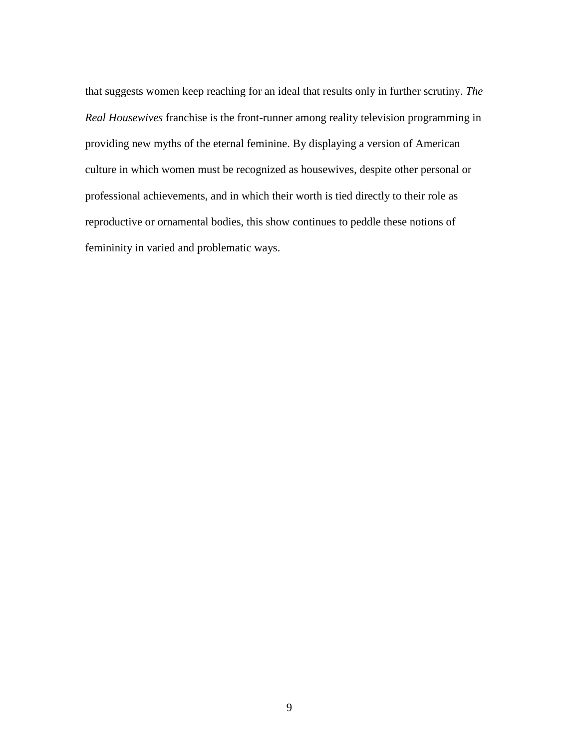that suggests women keep reaching for an ideal that results only in further scrutiny. *The Real Housewives* franchise is the front-runner among reality television programming in providing new myths of the eternal feminine. By displaying a version of American culture in which women must be recognized as housewives, despite other personal or professional achievements, and in which their worth is tied directly to their role as reproductive or ornamental bodies, this show continues to peddle these notions of femininity in varied and problematic ways.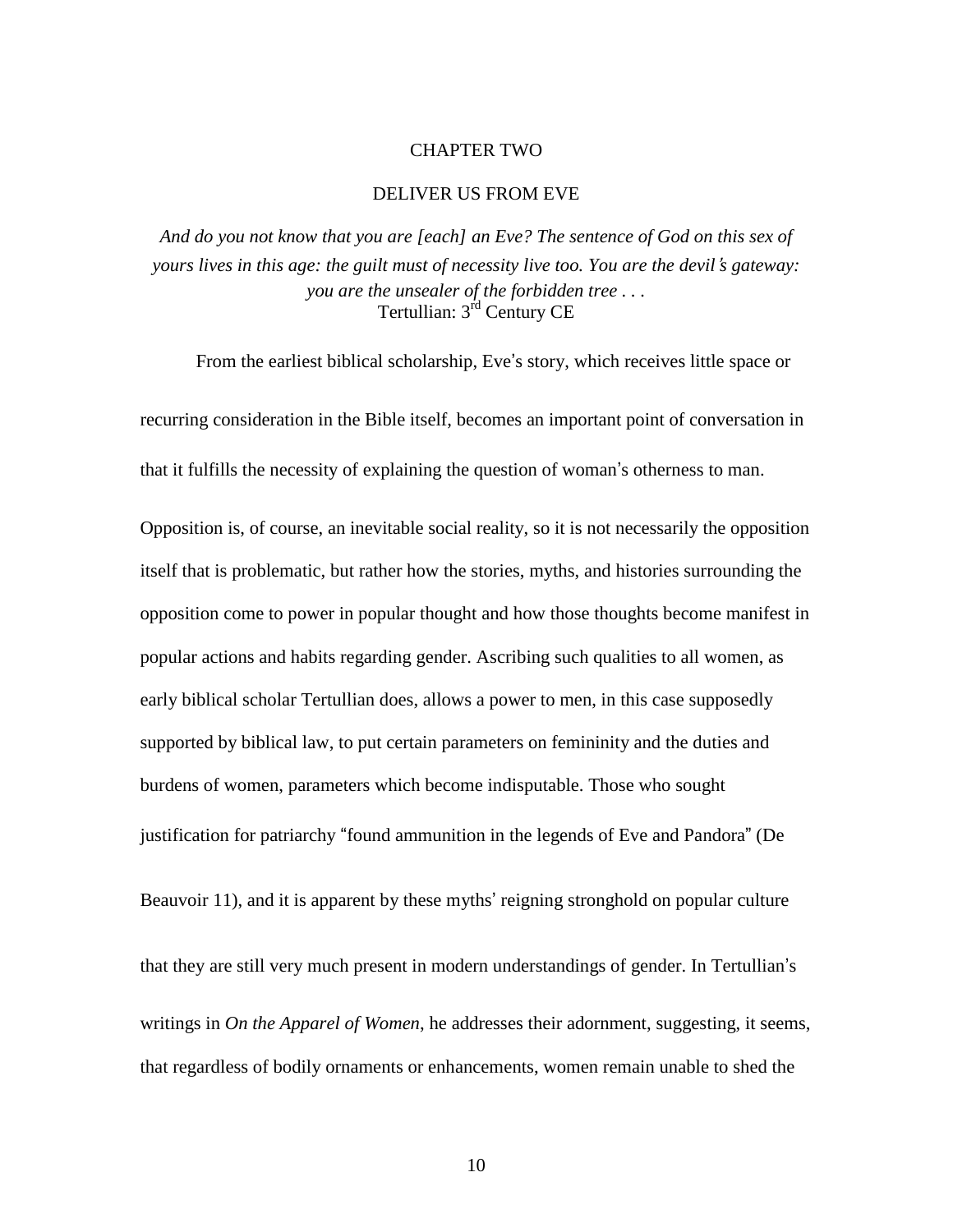# CHAPTER TWO

## DELIVER US FROM EVE

*And do you not know that you are [each] an Eve? The sentence of God on this sex of yours lives in this age: the guilt must of necessity live too. You are the devil's gateway: you are the unsealer of the forbidden tree . . .*
Tertullian: 3rd Century CE

From the earliest biblical scholarship, Eve's story, which receives little space or recurring consideration in the Bible itself, becomes an important point of conversation in that it fulfills the necessity of explaining the question of woman's otherness to man. Opposition is, of course, an inevitable social reality, so it is not necessarily the opposition itself that is problematic, but rather how the stories, myths, and histories surrounding the opposition come to power in popular thought and how those thoughts become manifest in popular actions and habits regarding gender. Ascribing such qualities to all women, as early biblical scholar Tertullian does, allows a power to men, in this case supposedly supported by biblical law, to put certain parameters on femininity and the duties and burdens of women, parameters which become indisputable. Those who sought justification for patriarchy "found ammunition in the legends of Eve and Pandora" (De Beauvoir 11), and it is apparent by these myths' reigning stronghold on popular culture that they are still very much present in modern understandings of gender. In Tertullian's writings in *On the Apparel of Women*, he addresses their adornment, suggesting, it seems, that regardless of bodily ornaments or enhancements, women remain unable to shed the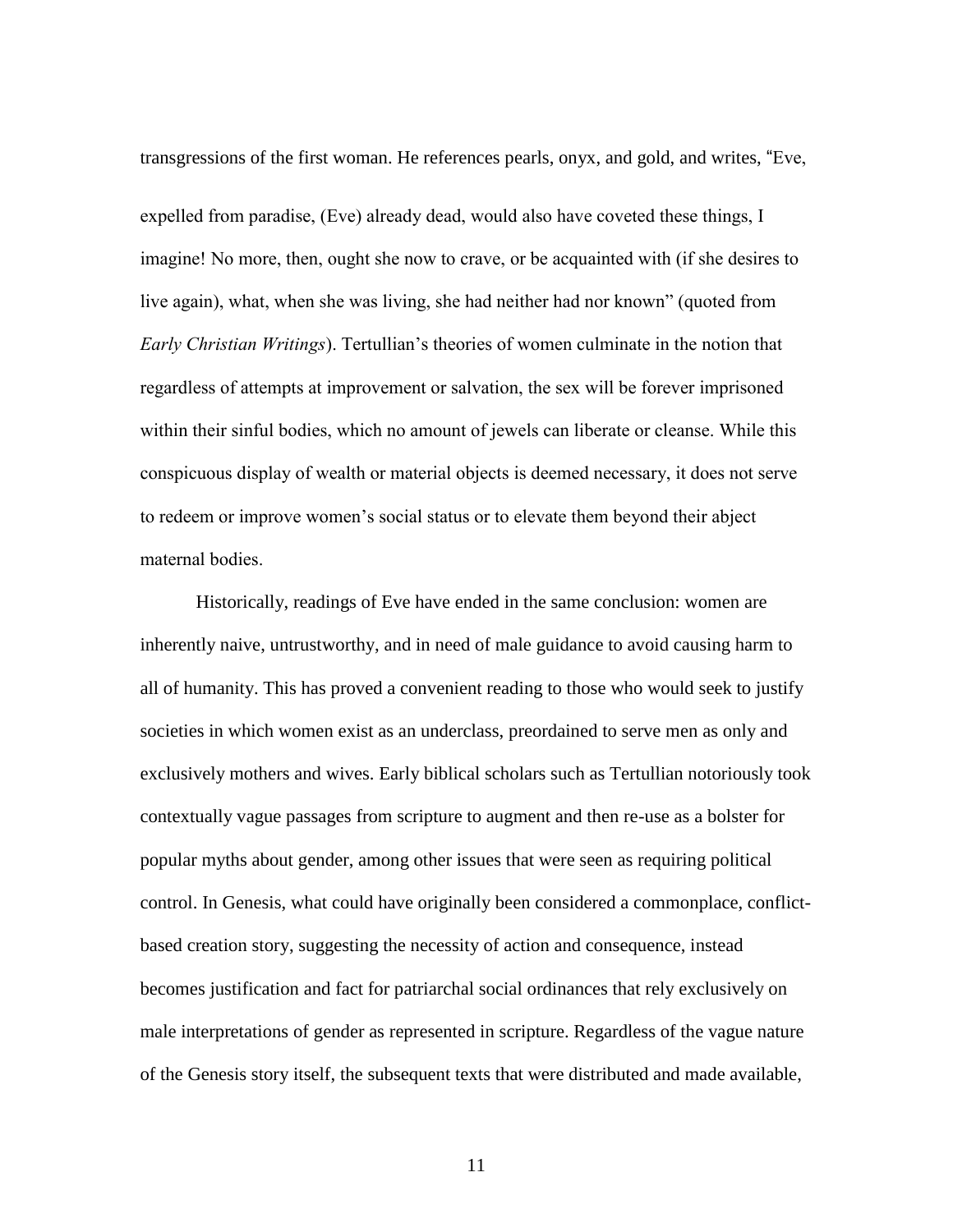transgressions of the first woman. He references pearls, onyx, and gold, and writes, "Eve, expelled from paradise, (Eve) already dead, would also have coveted these things, I imagine! No more, then, ought she now to crave, or be acquainted with (if she desires to live again), what, when she was living, she had neither had nor known" (quoted from *Early Christian Writings*). Tertullian's theories of women culminate in the notion that regardless of attempts at improvement or salvation, the sex will be forever imprisoned within their sinful bodies, which no amount of jewels can liberate or cleanse. While this conspicuous display of wealth or material objects is deemed necessary, it does not serve to redeem or improve women's social status or to elevate them beyond their abject maternal bodies.

Historically, readings of Eve have ended in the same conclusion: women are inherently naive, untrustworthy, and in need of male guidance to avoid causing harm to all of humanity. This has proved a convenient reading to those who would seek to justify societies in which women exist as an underclass, preordained to serve men as only and exclusively mothers and wives. Early biblical scholars such as Tertullian notoriously took contextually vague passages from scripture to augment and then re-use as a bolster for popular myths about gender, among other issues that were seen as requiring political control. In Genesis, what could have originally been considered a commonplace, conflict-based creation story, suggesting the necessity of action and consequence, instead becomes justification and fact for patriarchal social ordinances that rely exclusively on male interpretations of gender as represented in scripture. Regardless of the vague nature of the Genesis story itself, the subsequent texts that were distributed and made available,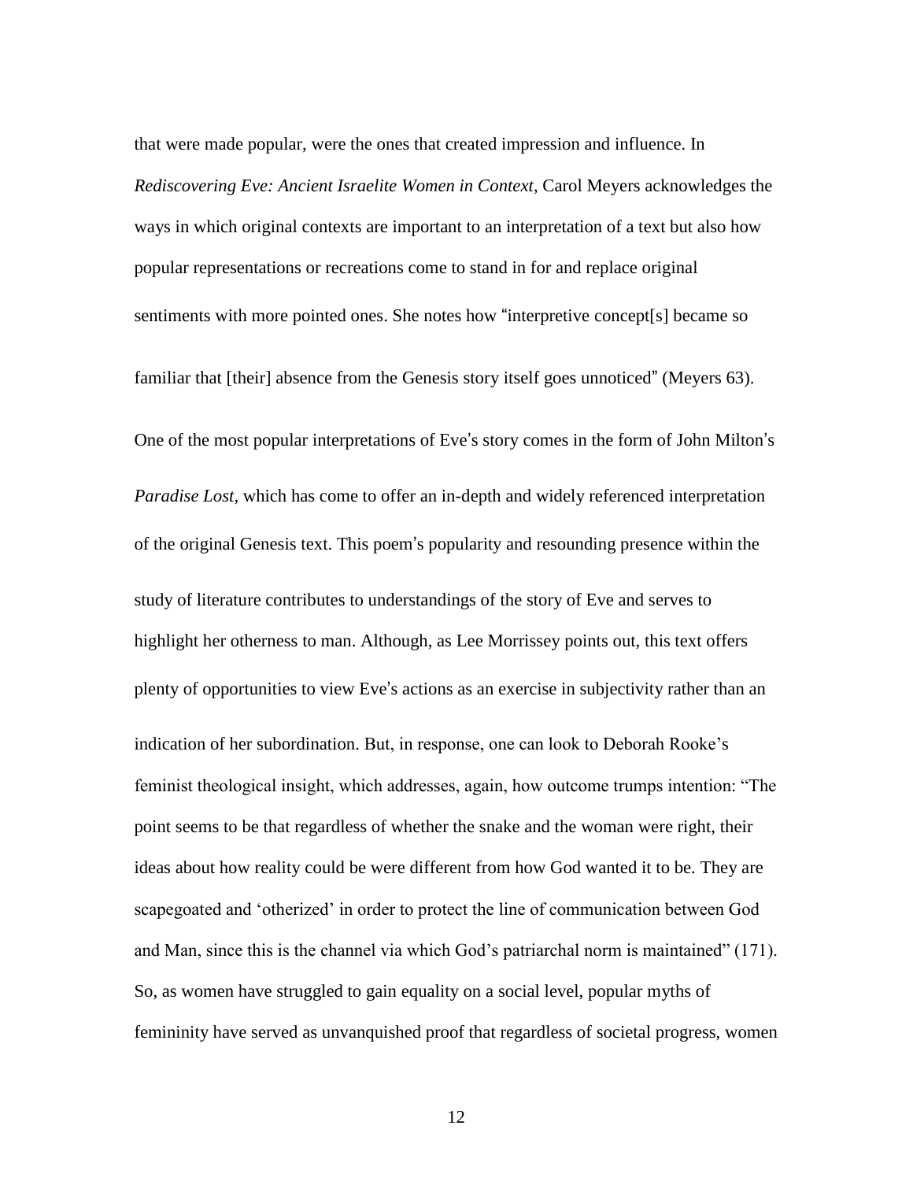that were made popular, were the ones that created impression and influence. In *Rediscovering Eve: Ancient Israelite Women in Context*, Carol Meyers acknowledges the ways in which original contexts are important to an interpretation of a text but also how popular representations or recreations come to stand in for and replace original sentiments with more pointed ones. She notes how "interpretive concept[s] became so familiar that [their] absence from the Genesis story itself goes unnoticed" (Meyers 63). One of the most popular interpretations of Eve's story comes in the form of John Milton's *Paradise Lost*, which has come to offer an in-depth and widely referenced interpretation of the original Genesis text. This poem's popularity and resounding presence within the study of literature contributes to understandings of the story of Eve and serves to highlight her otherness to man. Although, as Lee Morrissey points out, this text offers plenty of opportunities to view Eve's actions as an exercise in subjectivity rather than an indication of her subordination. But, in response, one can look to Deborah Rooke's feminist theological insight, which addresses, again, how outcome trumps intention: "The point seems to be that regardless of whether the snake and the woman were right, their ideas about how reality could be were different from how God wanted it to be. They are scapegoated and 'otherized' in order to protect the line of communication between God and Man, since this is the channel via which God's patriarchal norm is maintained" (171). So, as women have struggled to gain equality on a social level, popular myths of femininity have served as unvanquished proof that regardless of societal progress, women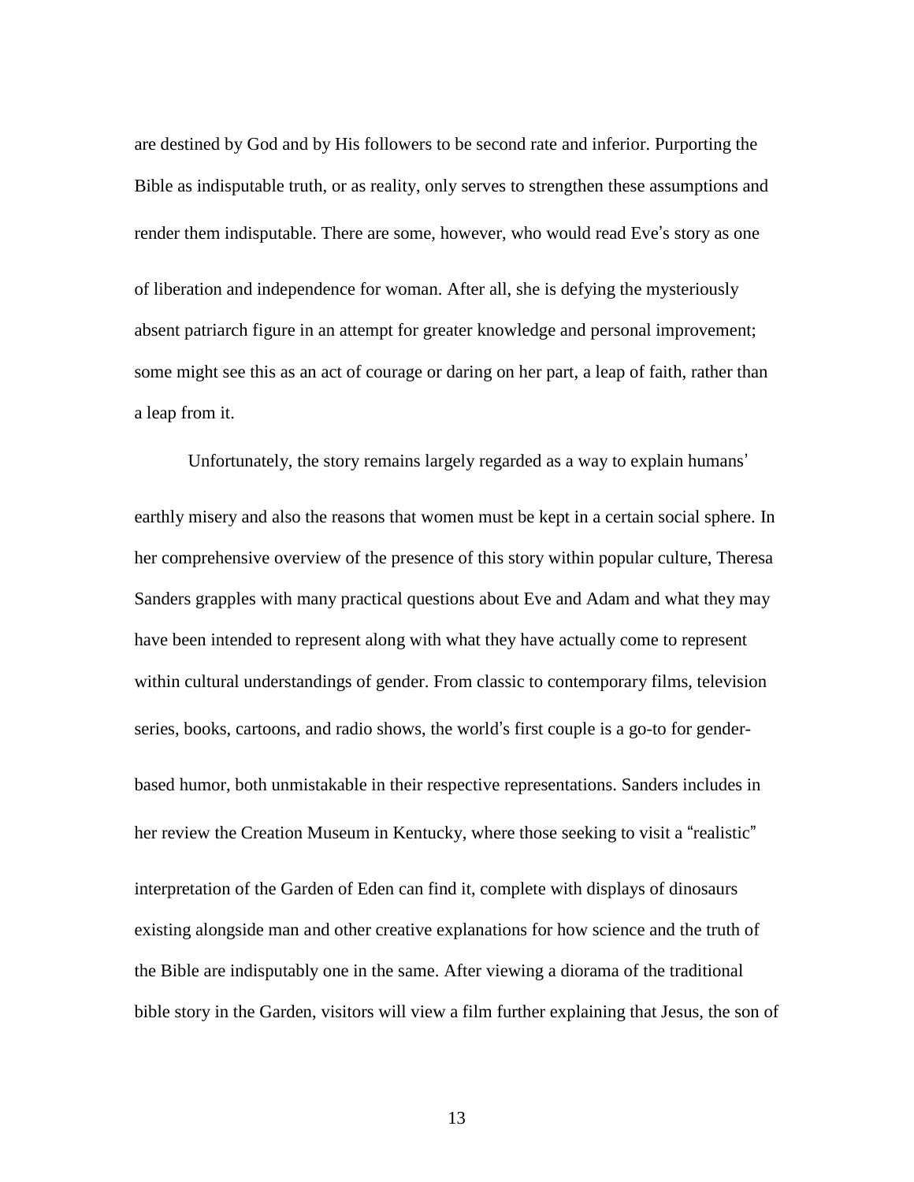are destined by God and by His followers to be second rate and inferior. Purporting the Bible as indisputable truth, or as reality, only serves to strengthen these assumptions and render them indisputable. There are some, however, who would read Eve's story as one of liberation and independence for woman. After all, she is defying the mysteriously absent patriarch figure in an attempt for greater knowledge and personal improvement; some might see this as an act of courage or daring on her part, a leap of faith, rather than a leap from it.

Unfortunately, the story remains largely regarded as a way to explain humans' earthly misery and also the reasons that women must be kept in a certain social sphere. In her comprehensive overview of the presence of this story within popular culture, Theresa Sanders grapples with many practical questions about Eve and Adam and what they may have been intended to represent along with what they have actually come to represent within cultural understandings of gender. From classic to contemporary films, television series, books, cartoons, and radio shows, the world's first couple is a go-to for gender-based humor, both unmistakable in their respective representations. Sanders includes in her review the Creation Museum in Kentucky, where those seeking to visit a "realistic" interpretation of the Garden of Eden can find it, complete with displays of dinosaurs existing alongside man and other creative explanations for how science and the truth of the Bible are indisputably one in the same. After viewing a diorama of the traditional bible story in the Garden, visitors will view a film further explaining that Jesus, the son of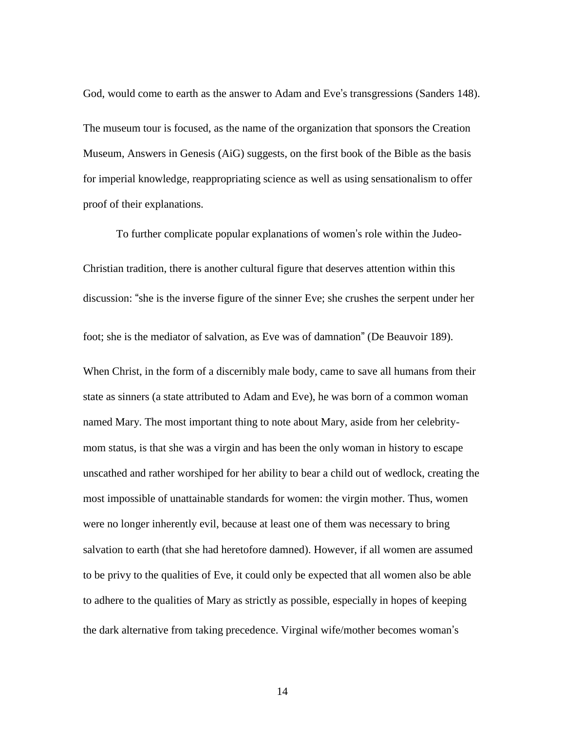God, would come to earth as the answer to Adam and Eve's transgressions (Sanders 148). The museum tour is focused, as the name of the organization that sponsors the Creation Museum, Answers in Genesis (AiG) suggests, on the first book of the Bible as the basis for imperial knowledge, reappropriating science as well as using sensationalism to offer proof of their explanations.

To further complicate popular explanations of women's role within the Judeo-Christian tradition, there is another cultural figure that deserves attention within this discussion: "she is the inverse figure of the sinner Eve; she crushes the serpent under her foot; she is the mediator of salvation, as Eve was of damnation" (De Beauvoir 189). When Christ, in the form of a discernibly male body, came to save all humans from their state as sinners (a state attributed to Adam and Eve), he was born of a common woman named Mary. The most important thing to note about Mary, aside from her celebrity-mom status, is that she was a virgin and has been the only woman in history to escape unscathed and rather worshiped for her ability to bear a child out of wedlock, creating the most impossible of unattainable standards for women: the virgin mother. Thus, women were no longer inherently evil, because at least one of them was necessary to bring salvation to earth (that she had heretofore damned). However, if all women are assumed to be privy to the qualities of Eve, it could only be expected that all women also be able to adhere to the qualities of Mary as strictly as possible, especially in hopes of keeping the dark alternative from taking precedence. Virginal wife/mother becomes woman's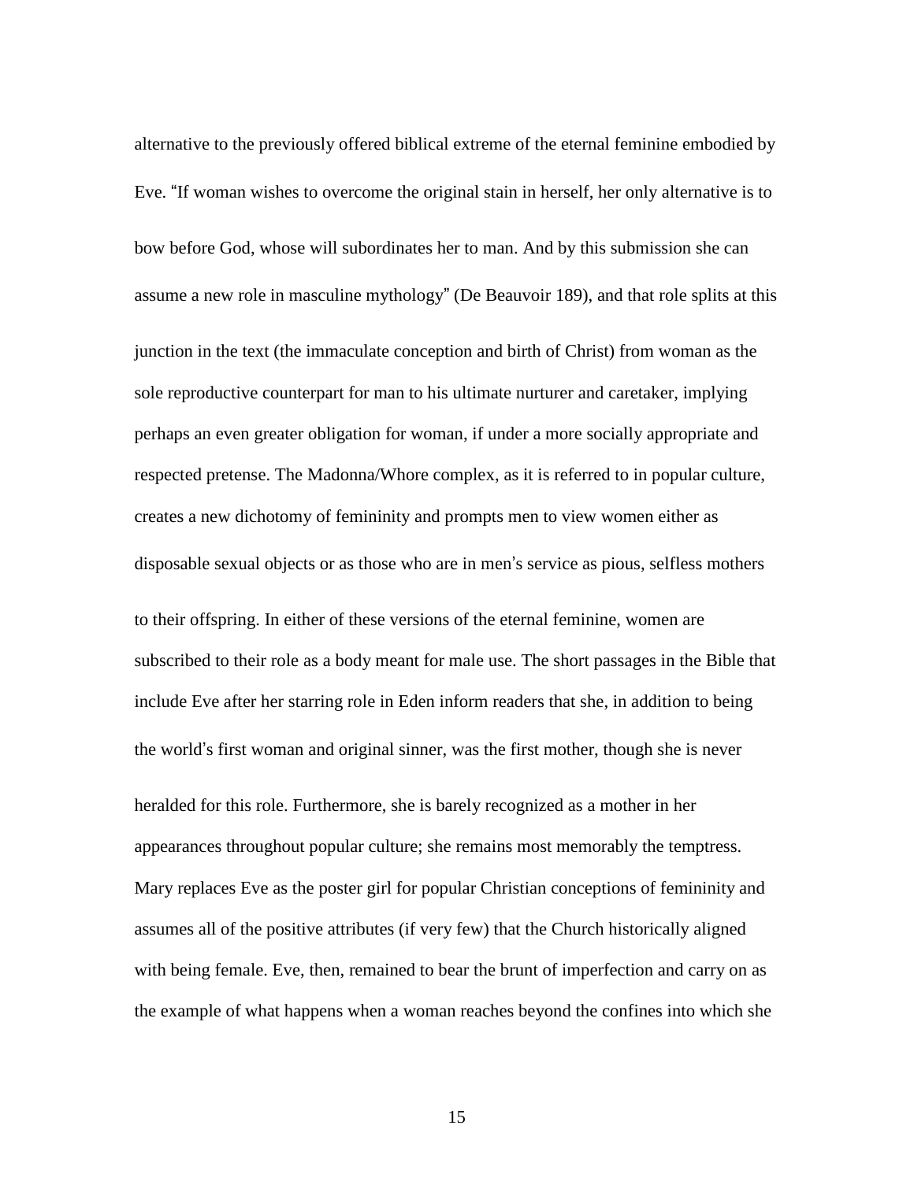alternative to the previously offered biblical extreme of the eternal feminine embodied by Eve. "If woman wishes to overcome the original stain in herself, her only alternative is to bow before God, whose will subordinates her to man. And by this submission she can assume a new role in masculine mythology" (De Beauvoir 189), and that role splits at this junction in the text (the immaculate conception and birth of Christ) from woman as the sole reproductive counterpart for man to his ultimate nurturer and caretaker, implying perhaps an even greater obligation for woman, if under a more socially appropriate and respected pretense. The Madonna/Whore complex, as it is referred to in popular culture, creates a new dichotomy of femininity and prompts men to view women either as disposable sexual objects or as those who are in men's service as pious, selfless mothers to their offspring. In either of these versions of the eternal feminine, women are subscribed to their role as a body meant for male use. The short passages in the Bible that include Eve after her starring role in Eden inform readers that she, in addition to being the world's first woman and original sinner, was the first mother, though she is never heralded for this role. Furthermore, she is barely recognized as a mother in her appearances throughout popular culture; she remains most memorably the temptress. Mary replaces Eve as the poster girl for popular Christian conceptions of femininity and assumes all of the positive attributes (if very few) that the Church historically aligned with being female. Eve, then, remained to bear the brunt of imperfection and carry on as the example of what happens when a woman reaches beyond the confines into which she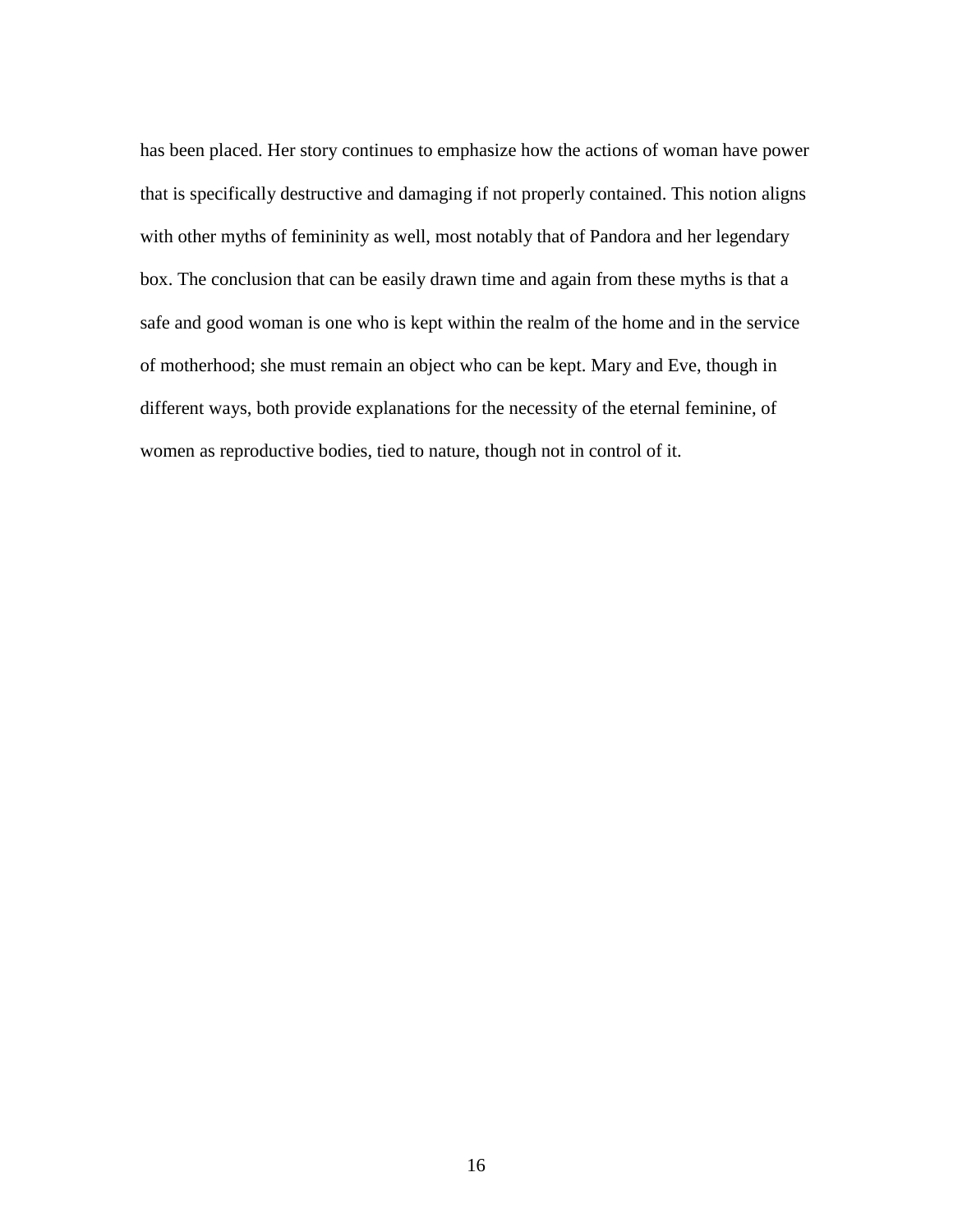has been placed. Her story continues to emphasize how the actions of woman have power that is specifically destructive and damaging if not properly contained. This notion aligns with other myths of femininity as well, most notably that of Pandora and her legendary box. The conclusion that can be easily drawn time and again from these myths is that a safe and good woman is one who is kept within the realm of the home and in the service of motherhood; she must remain an object who can be kept. Mary and Eve, though in different ways, both provide explanations for the necessity of the eternal feminine, of women as reproductive bodies, tied to nature, though not in control of it.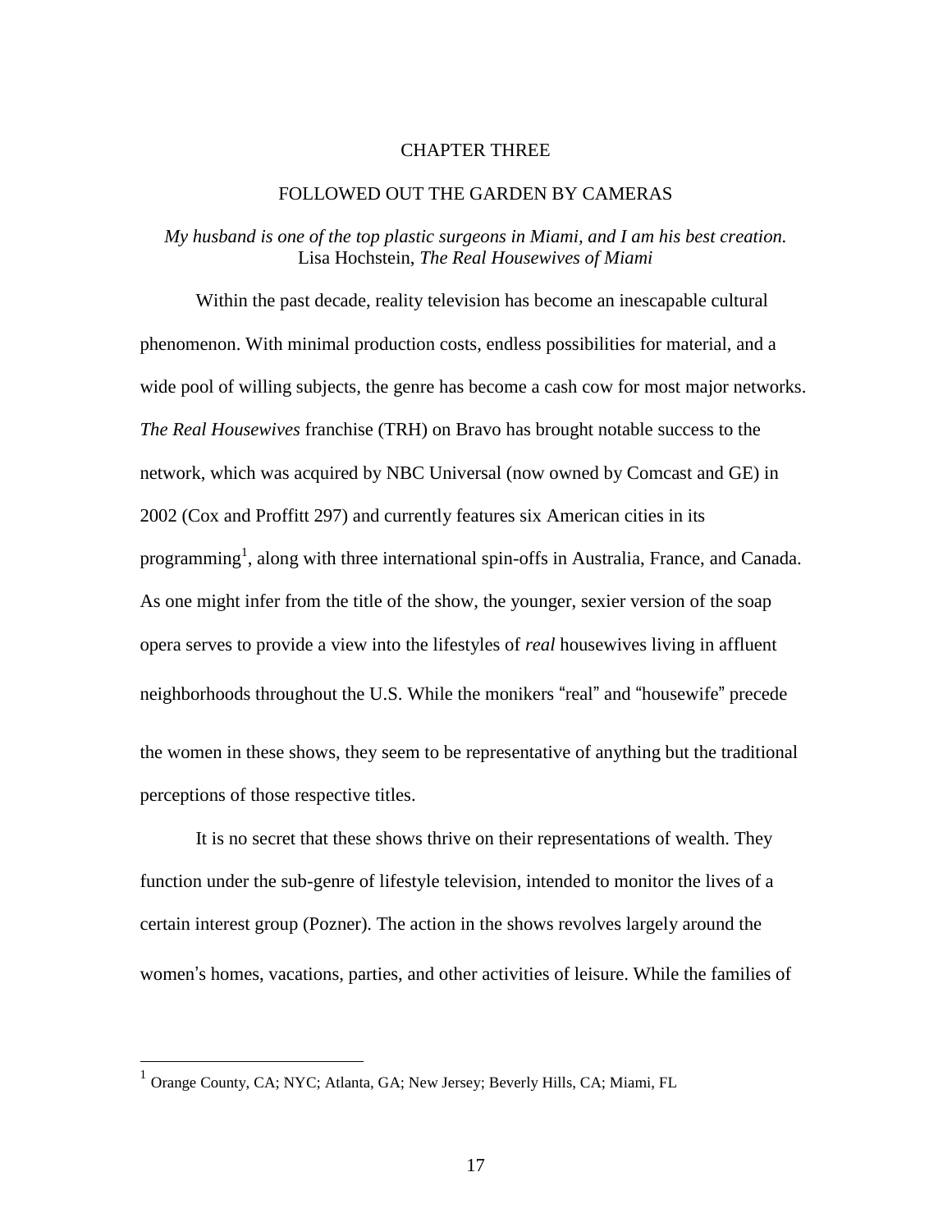# CHAPTER THREE

## FOLLOWED OUT THE GARDEN BY CAMERAS

*My husband is one of the top plastic surgeons in Miami, and I am his best creation.*
Lisa Hochstein, *The Real Housewives of Miami*

Within the past decade, reality television has become an inescapable cultural phenomenon. With minimal production costs, endless possibilities for material, and a wide pool of willing subjects, the genre has become a cash cow for most major networks. *The Real Housewives* franchise (TRH) on Bravo has brought notable success to the network, which was acquired by NBC Universal (now owned by Comcast and GE) in 2002 (Cox and Proffitt 297) and currently features six American cities in its programming[1], along with three international spin-offs in Australia, France, and Canada. As one might infer from the title of the show, the younger, sexier version of the soap opera serves to provide a view into the lifestyles of *real* housewives living in affluent neighborhoods throughout the U.S. While the monikers "real" and "housewife" precede the women in these shows, they seem to be representative of anything but the traditional perceptions of those respective titles.

It is no secret that these shows thrive on their representations of wealth. They function under the sub-genre of lifestyle television, intended to monitor the lives of a certain interest group (Pozner). The action in the shows revolves largely around the women's homes, vacations, parties, and other activities of leisure. While the families of

[1] Orange County, CA; NYC; Atlanta, GA; New Jersey; Beverly Hills, CA; Miami, FL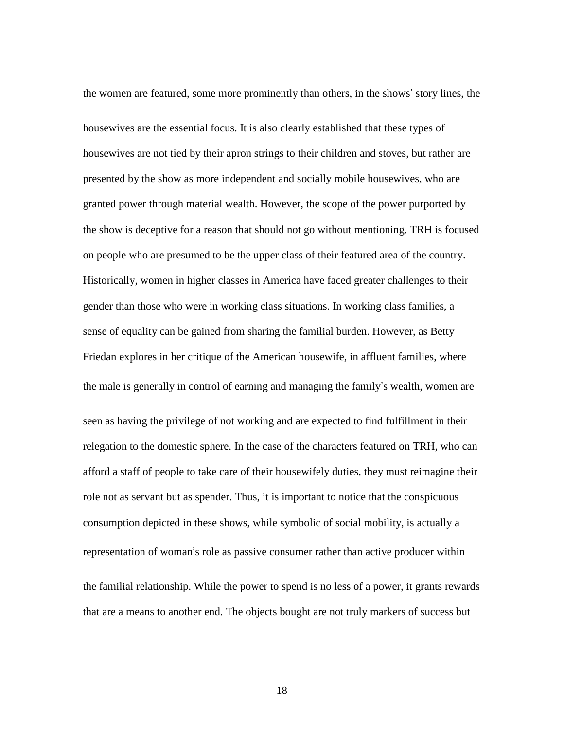the women are featured, some more prominently than others, in the shows' story lines, the housewives are the essential focus. It is also clearly established that these types of housewives are not tied by their apron strings to their children and stoves, but rather are presented by the show as more independent and socially mobile housewives, who are granted power through material wealth. However, the scope of the power purported by the show is deceptive for a reason that should not go without mentioning. TRH is focused on people who are presumed to be the upper class of their featured area of the country. Historically, women in higher classes in America have faced greater challenges to their gender than those who were in working class situations. In working class families, a sense of equality can be gained from sharing the familial burden. However, as Betty Friedan explores in her critique of the American housewife, in affluent families, where the male is generally in control of earning and managing the family's wealth, women are seen as having the privilege of not working and are expected to find fulfillment in their relegation to the domestic sphere. In the case of the characters featured on TRH, who can afford a staff of people to take care of their housewifely duties, they must reimagine their role not as servant but as spender. Thus, it is important to notice that the conspicuous consumption depicted in these shows, while symbolic of social mobility, is actually a representation of woman's role as passive consumer rather than active producer within the familial relationship. While the power to spend is no less of a power, it grants rewards that are a means to another end. The objects bought are not truly markers of success but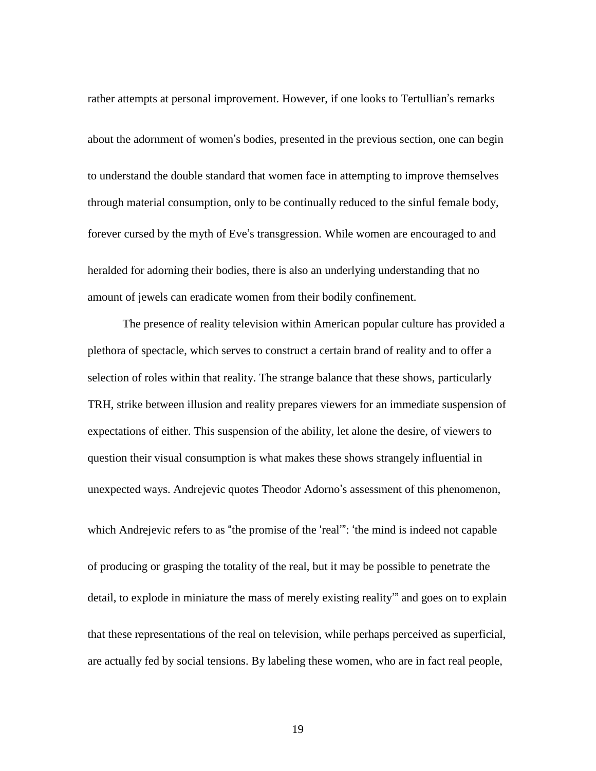rather attempts at personal improvement. However, if one looks to Tertullian's remarks about the adornment of women's bodies, presented in the previous section, one can begin to understand the double standard that women face in attempting to improve themselves through material consumption, only to be continually reduced to the sinful female body, forever cursed by the myth of Eve's transgression. While women are encouraged to and heralded for adorning their bodies, there is also an underlying understanding that no amount of jewels can eradicate women from their bodily confinement.

The presence of reality television within American popular culture has provided a plethora of spectacle, which serves to construct a certain brand of reality and to offer a selection of roles within that reality. The strange balance that these shows, particularly TRH, strike between illusion and reality prepares viewers for an immediate suspension of expectations of either. This suspension of the ability, let alone the desire, of viewers to question their visual consumption is what makes these shows strangely influential in unexpected ways. Andrejevic quotes Theodor Adorno's assessment of this phenomenon, which Andrejevic refers to as "the promise of the 'real'": 'the mind is indeed not capable of producing or grasping the totality of the real, but it may be possible to penetrate the detail, to explode in miniature the mass of merely existing reality'" and goes on to explain that these representations of the real on television, while perhaps perceived as superficial, are actually fed by social tensions. By labeling these women, who are in fact real people,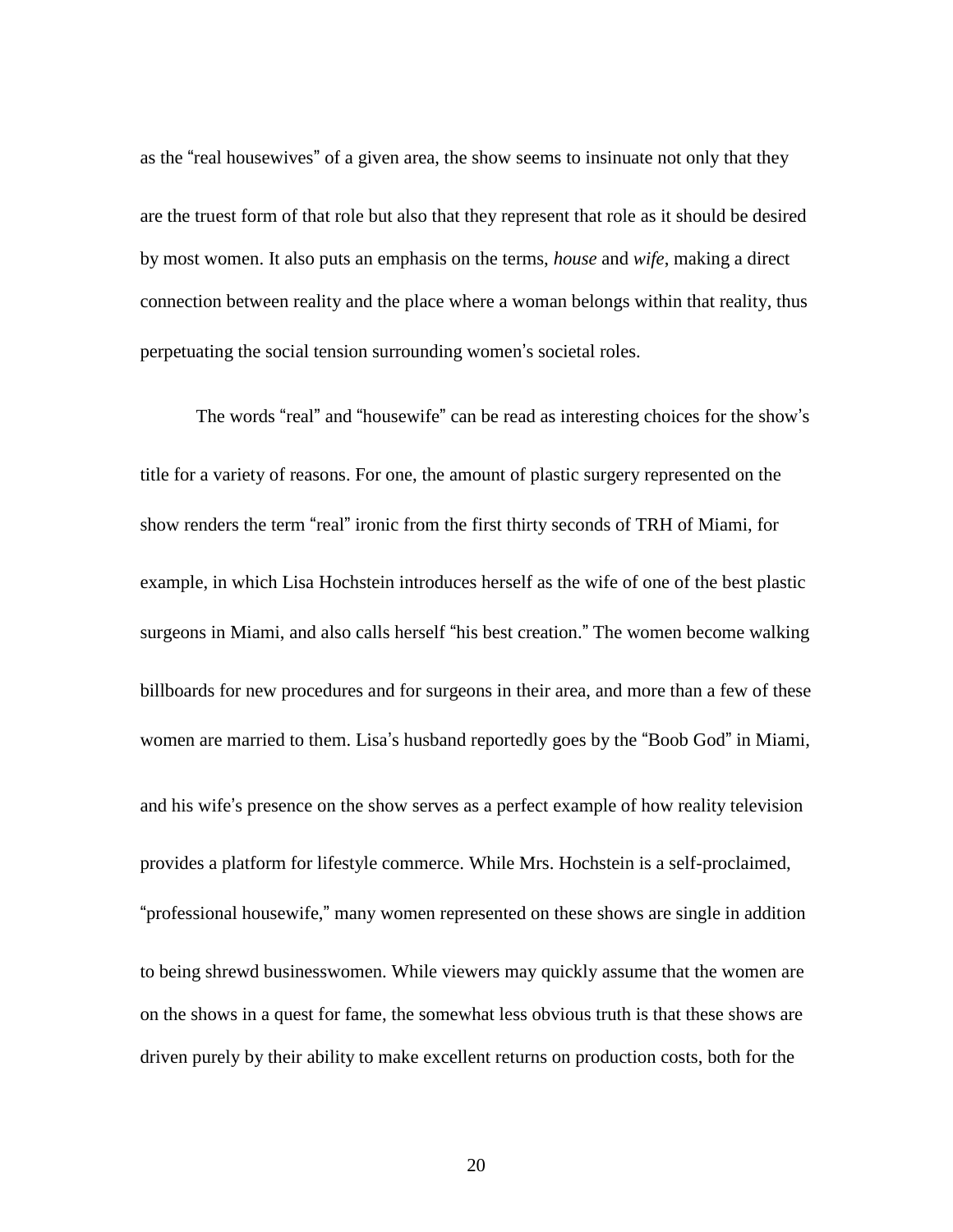as the "real housewives" of a given area, the show seems to insinuate not only that they are the truest form of that role but also that they represent that role as it should be desired by most women. It also puts an emphasis on the terms, *house* and *wife*, making a direct connection between reality and the place where a woman belongs within that reality, thus perpetuating the social tension surrounding women's societal roles.

The words "real" and "housewife" can be read as interesting choices for the show's title for a variety of reasons. For one, the amount of plastic surgery represented on the show renders the term "real" ironic from the first thirty seconds of TRH of Miami, for example, in which Lisa Hochstein introduces herself as the wife of one of the best plastic surgeons in Miami, and also calls herself "his best creation." The women become walking billboards for new procedures and for surgeons in their area, and more than a few of these women are married to them. Lisa's husband reportedly goes by the "Boob God" in Miami, and his wife's presence on the show serves as a perfect example of how reality television provides a platform for lifestyle commerce. While Mrs. Hochstein is a self-proclaimed, "professional housewife," many women represented on these shows are single in addition to being shrewd businesswomen. While viewers may quickly assume that the women are on the shows in a quest for fame, the somewhat less obvious truth is that these shows are driven purely by their ability to make excellent returns on production costs, both for the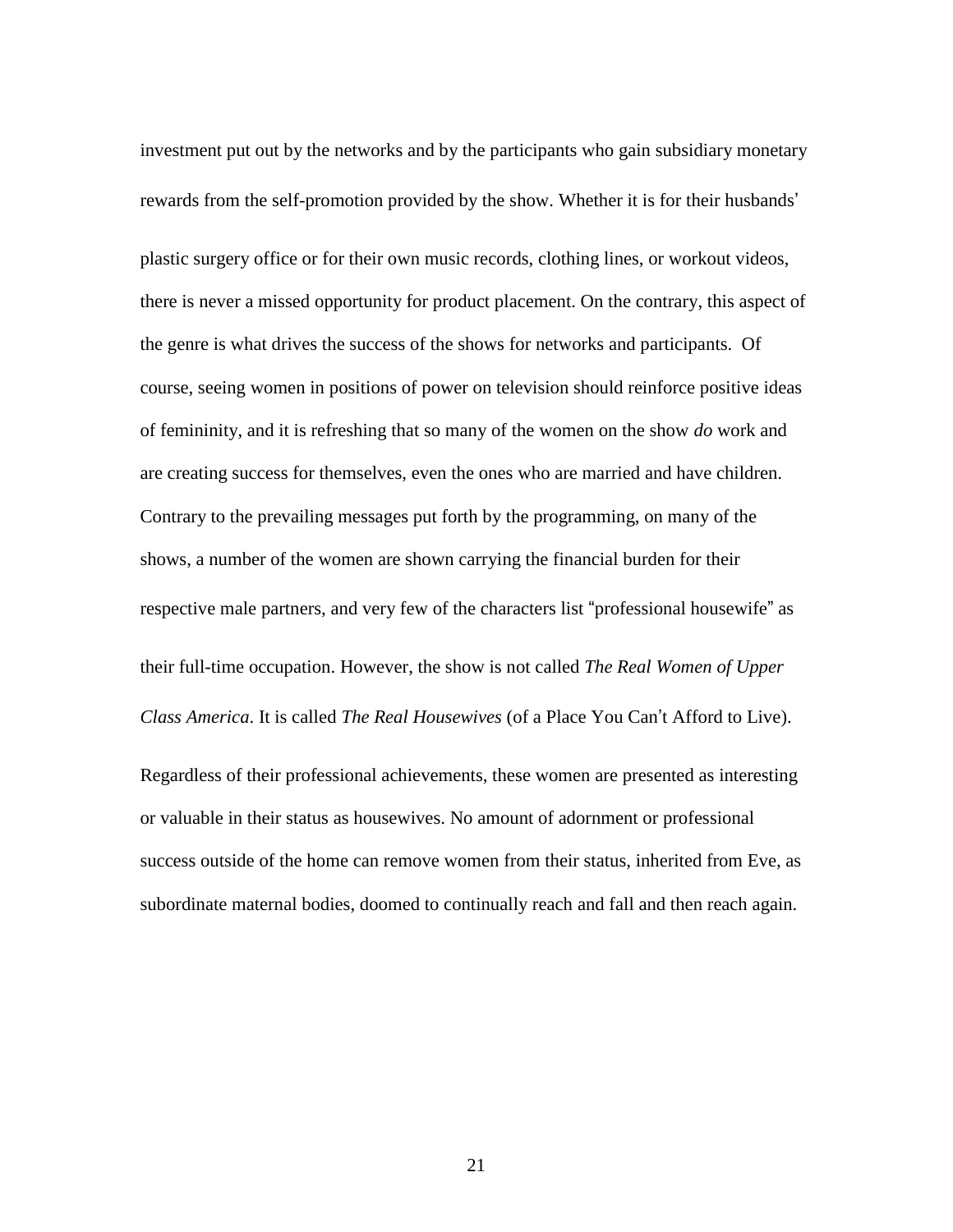investment put out by the networks and by the participants who gain subsidiary monetary rewards from the self-promotion provided by the show. Whether it is for their husbands' plastic surgery office or for their own music records, clothing lines, or workout videos, there is never a missed opportunity for product placement. On the contrary, this aspect of the genre is what drives the success of the shows for networks and participants. Of course, seeing women in positions of power on television should reinforce positive ideas of femininity, and it is refreshing that so many of the women on the show *do* work and are creating success for themselves, even the ones who are married and have children. Contrary to the prevailing messages put forth by the programming, on many of the shows, a number of the women are shown carrying the financial burden for their respective male partners, and very few of the characters list "professional housewife" as their full-time occupation. However, the show is not called *The Real Women of Upper Class America*. It is called *The Real Housewives* (of a Place You Can't Afford to Live). Regardless of their professional achievements, these women are presented as interesting or valuable in their status as housewives. No amount of adornment or professional success outside of the home can remove women from their status, inherited from Eve, as subordinate maternal bodies, doomed to continually reach and fall and then reach again.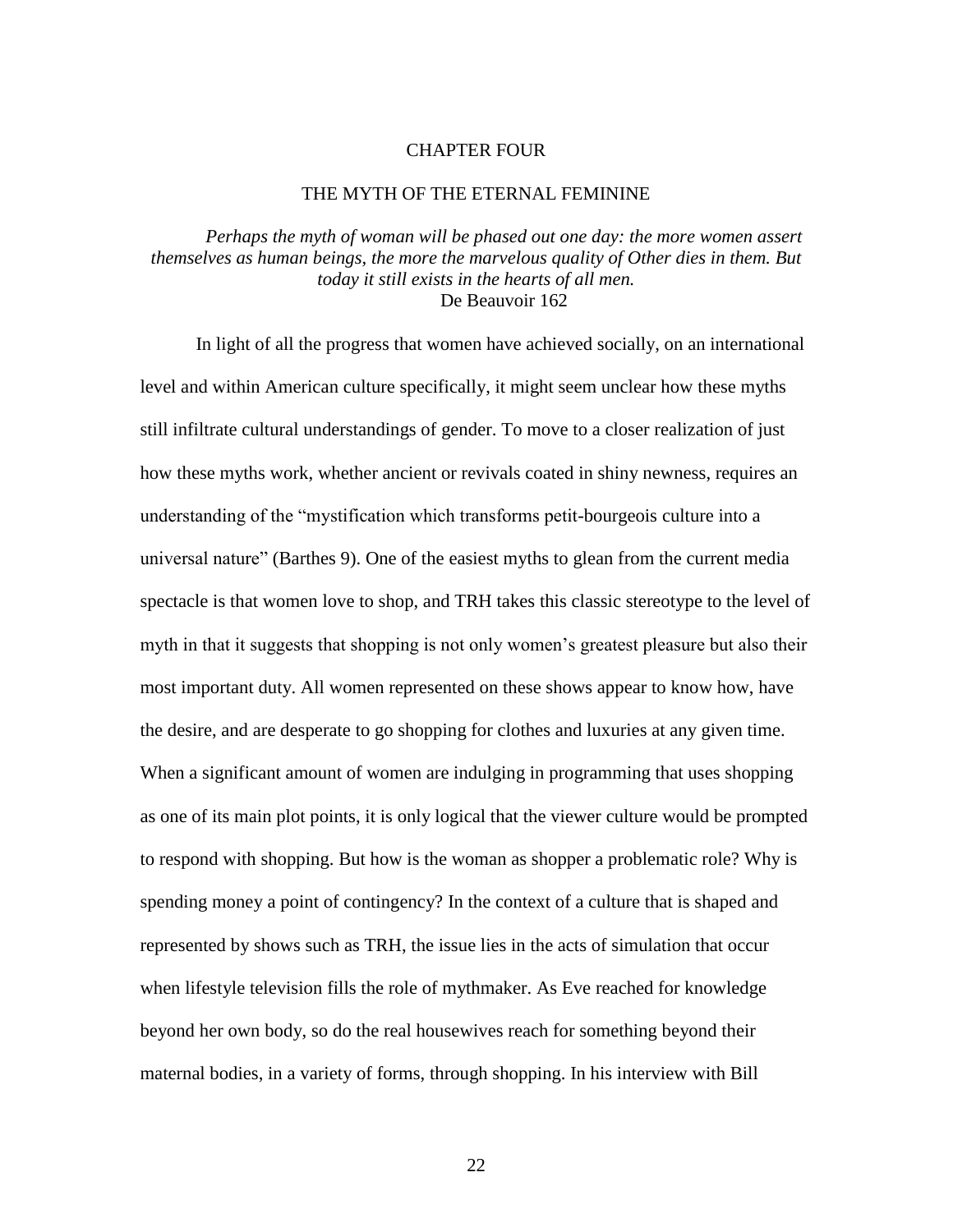# CHAPTER FOUR

## THE MYTH OF THE ETERNAL FEMININE

*Perhaps the myth of woman will be phased out one day: the more women assert themselves as human beings, the more the marvelous quality of Other dies in them. But today it still exists in the hearts of all men.*
De Beauvoir 162

In light of all the progress that women have achieved socially, on an international level and within American culture specifically, it might seem unclear how these myths still infiltrate cultural understandings of gender. To move to a closer realization of just how these myths work, whether ancient or revivals coated in shiny newness, requires an understanding of the "mystification which transforms petit-bourgeois culture into a universal nature" (Barthes 9). One of the easiest myths to glean from the current media spectacle is that women love to shop, and TRH takes this classic stereotype to the level of myth in that it suggests that shopping is not only women's greatest pleasure but also their most important duty. All women represented on these shows appear to know how, have the desire, and are desperate to go shopping for clothes and luxuries at any given time. When a significant amount of women are indulging in programming that uses shopping as one of its main plot points, it is only logical that the viewer culture would be prompted to respond with shopping. But how is the woman as shopper a problematic role? Why is spending money a point of contingency? In the context of a culture that is shaped and represented by shows such as TRH, the issue lies in the acts of simulation that occur when lifestyle television fills the role of mythmaker. As Eve reached for knowledge beyond her own body, so do the real housewives reach for something beyond their maternal bodies, in a variety of forms, through shopping. In his interview with Bill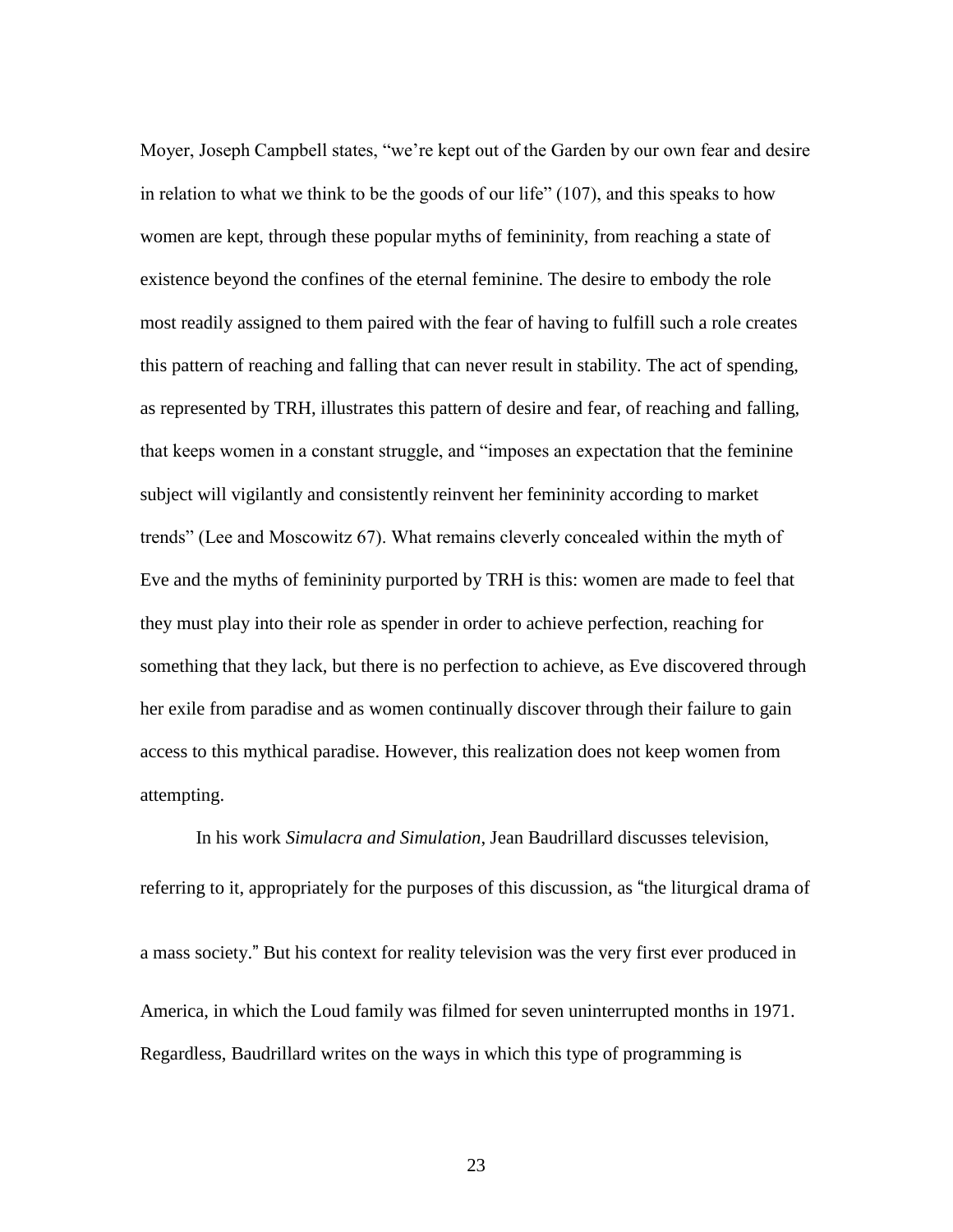Moyer, Joseph Campbell states, "we're kept out of the Garden by our own fear and desire in relation to what we think to be the goods of our life" (107), and this speaks to how women are kept, through these popular myths of femininity, from reaching a state of existence beyond the confines of the eternal feminine. The desire to embody the role most readily assigned to them paired with the fear of having to fulfill such a role creates this pattern of reaching and falling that can never result in stability. The act of spending, as represented by TRH, illustrates this pattern of desire and fear, of reaching and falling, that keeps women in a constant struggle, and "imposes an expectation that the feminine subject will vigilantly and consistently reinvent her femininity according to market trends" (Lee and Moscowitz 67). What remains cleverly concealed within the myth of Eve and the myths of femininity purported by TRH is this: women are made to feel that they must play into their role as spender in order to achieve perfection, reaching for something that they lack, but there is no perfection to achieve, as Eve discovered through her exile from paradise and as women continually discover through their failure to gain access to this mythical paradise. However, this realization does not keep women from attempting.

In his work *Simulacra and Simulation*, Jean Baudrillard discusses television, referring to it, appropriately for the purposes of this discussion, as "the liturgical drama of a mass society." But his context for reality television was the very first ever produced in America, in which the Loud family was filmed for seven uninterrupted months in 1971. Regardless, Baudrillard writes on the ways in which this type of programming is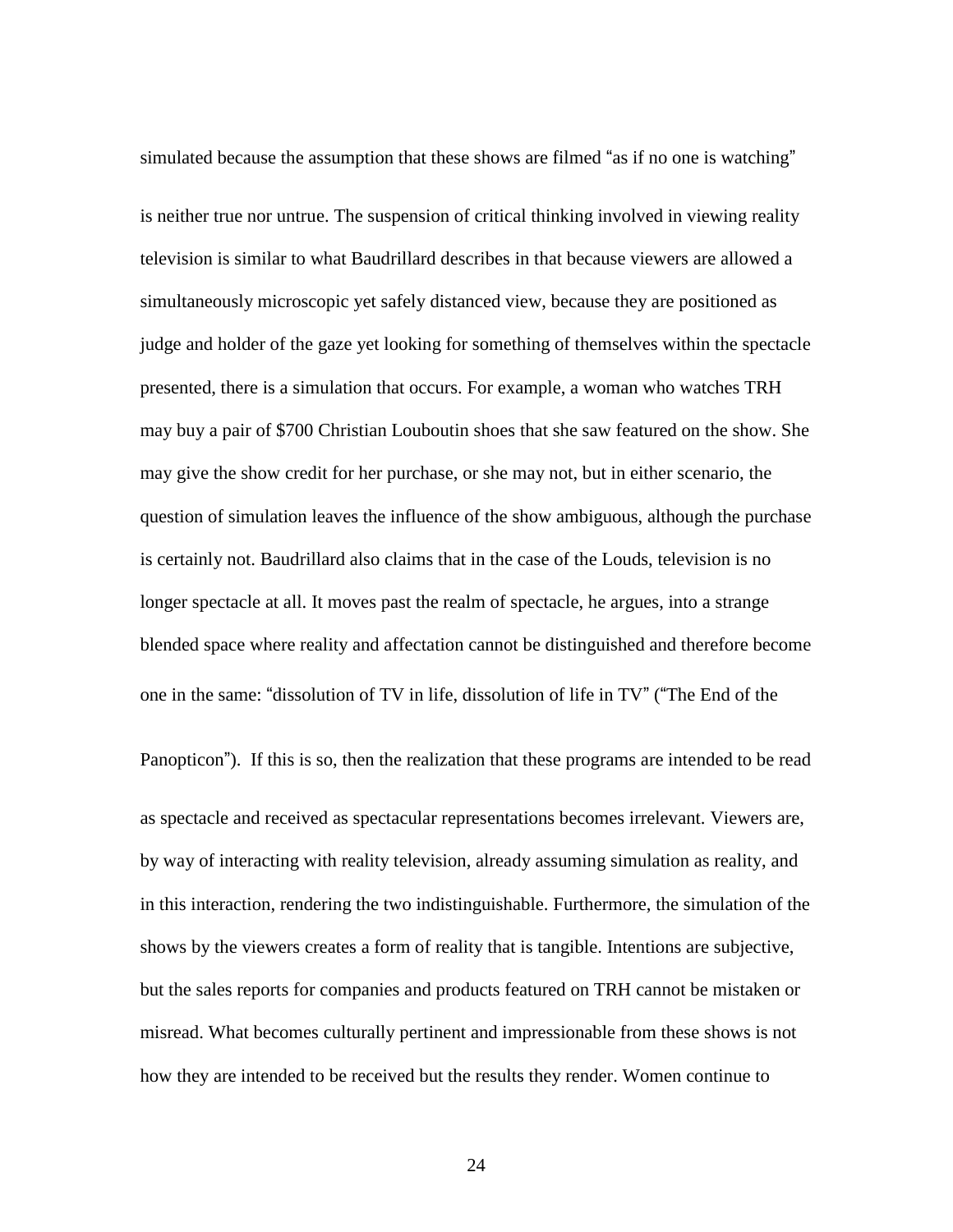simulated because the assumption that these shows are filmed "as if no one is watching" is neither true nor untrue. The suspension of critical thinking involved in viewing reality television is similar to what Baudrillard describes in that because viewers are allowed a simultaneously microscopic yet safely distanced view, because they are positioned as judge and holder of the gaze yet looking for something of themselves within the spectacle presented, there is a simulation that occurs. For example, a woman who watches TRH may buy a pair of $700 Christian Louboutin shoes that she saw featured on the show. She may give the show credit for her purchase, or she may not, but in either scenario, the question of simulation leaves the influence of the show ambiguous, although the purchase is certainly not. Baudrillard also claims that in the case of the Louds, television is no longer spectacle at all. It moves past the realm of spectacle, he argues, into a strange blended space where reality and affectation cannot be distinguished and therefore become one in the same: "dissolution of TV in life, dissolution of life in TV" ("The End of the Panopticon"). If this is so, then the realization that these programs are intended to be read as spectacle and received as spectacular representations becomes irrelevant. Viewers are, by way of interacting with reality television, already assuming simulation as reality, and in this interaction, rendering the two indistinguishable. Furthermore, the simulation of the shows by the viewers creates a form of reality that is tangible. Intentions are subjective, but the sales reports for companies and products featured on TRH cannot be mistaken or misread. What becomes culturally pertinent and impressionable from these shows is not how they are intended to be received but the results they render. Women continue to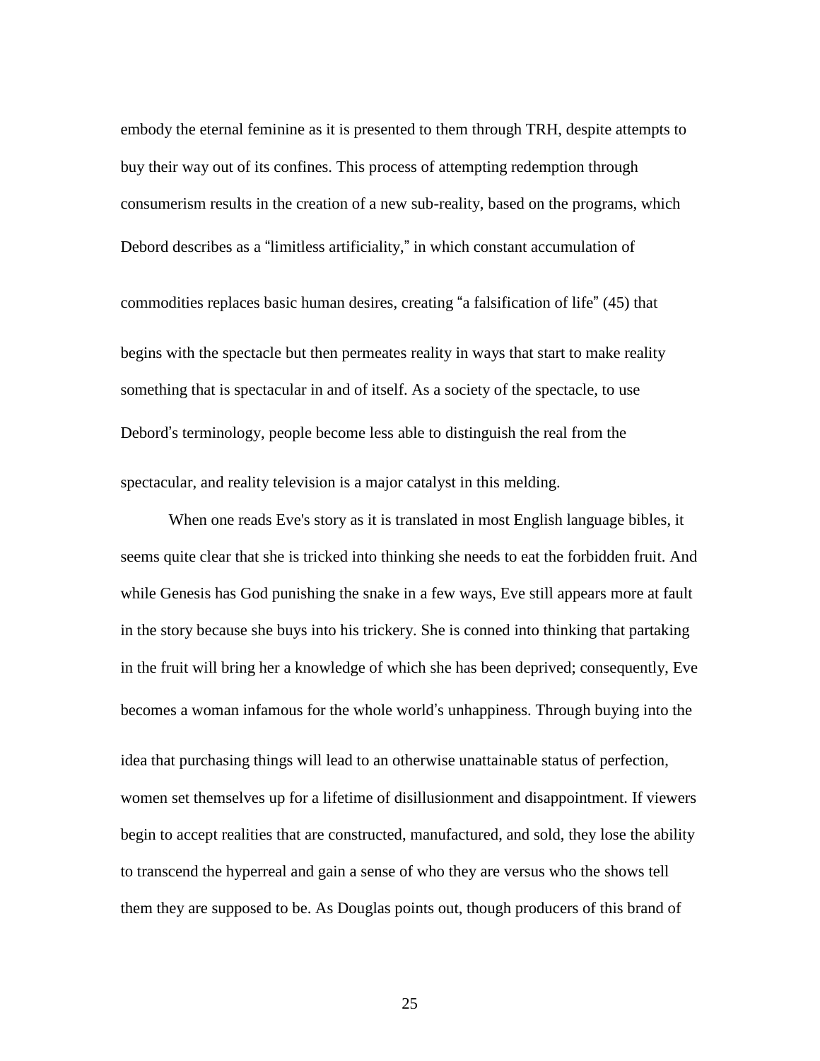embody the eternal feminine as it is presented to them through TRH, despite attempts to buy their way out of its confines. This process of attempting redemption through consumerism results in the creation of a new sub-reality, based on the programs, which Debord describes as a "limitless artificiality," in which constant accumulation of commodities replaces basic human desires, creating "a falsification of life" (45) that begins with the spectacle but then permeates reality in ways that start to make reality something that is spectacular in and of itself. As a society of the spectacle, to use Debord's terminology, people become less able to distinguish the real from the spectacular, and reality television is a major catalyst in this melding.

When one reads Eve's story as it is translated in most English language bibles, it seems quite clear that she is tricked into thinking she needs to eat the forbidden fruit. And while Genesis has God punishing the snake in a few ways, Eve still appears more at fault in the story because she buys into his trickery. She is conned into thinking that partaking in the fruit will bring her a knowledge of which she has been deprived; consequently, Eve becomes a woman infamous for the whole world's unhappiness. Through buying into the idea that purchasing things will lead to an otherwise unattainable status of perfection, women set themselves up for a lifetime of disillusionment and disappointment. If viewers begin to accept realities that are constructed, manufactured, and sold, they lose the ability to transcend the hyperreal and gain a sense of who they are versus who the shows tell them they are supposed to be. As Douglas points out, though producers of this brand of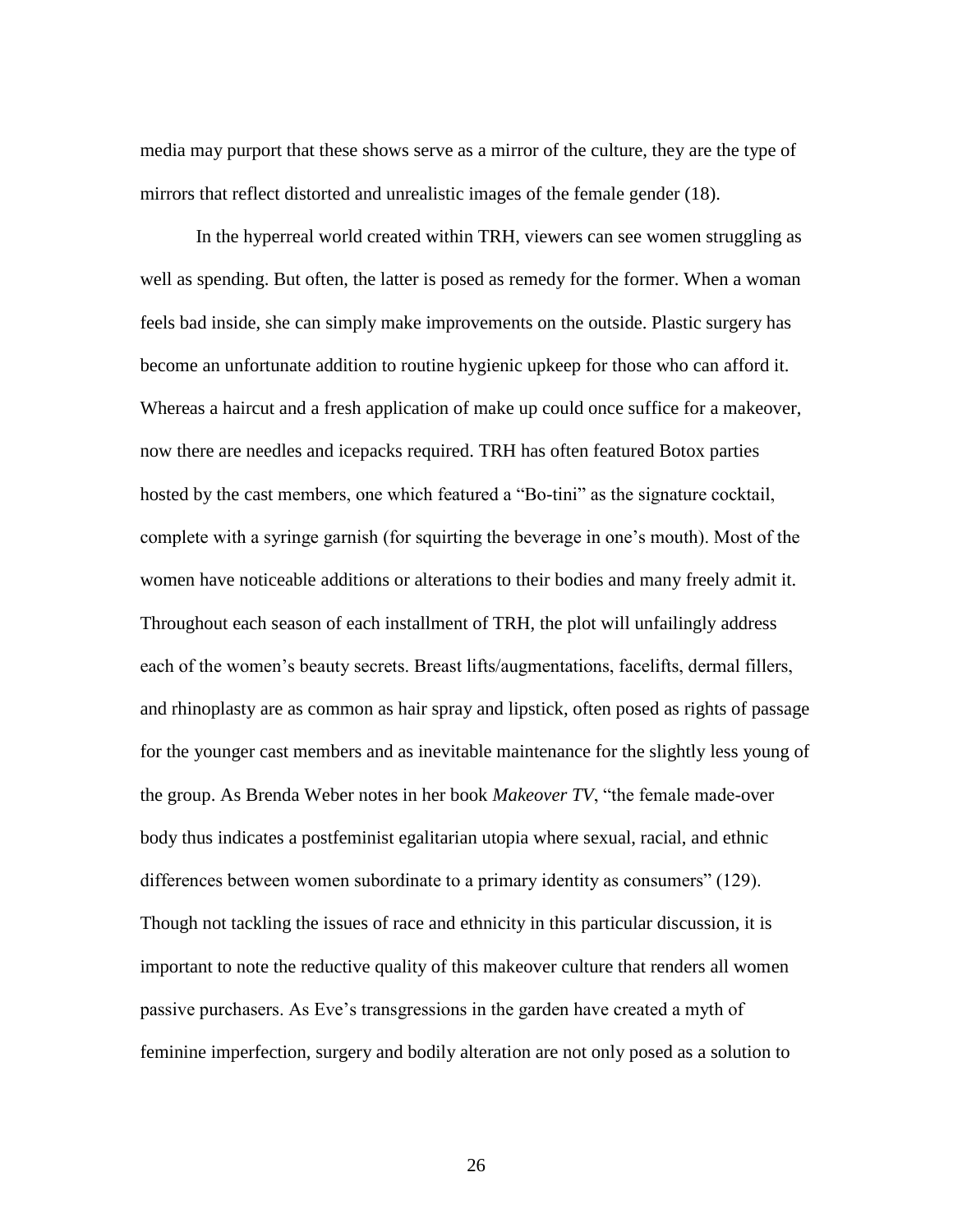media may purport that these shows serve as a mirror of the culture, they are the type of mirrors that reflect distorted and unrealistic images of the female gender (18).

In the hyperreal world created within TRH, viewers can see women struggling as well as spending. But often, the latter is posed as remedy for the former. When a woman feels bad inside, she can simply make improvements on the outside. Plastic surgery has become an unfortunate addition to routine hygienic upkeep for those who can afford it. Whereas a haircut and a fresh application of make up could once suffice for a makeover, now there are needles and icepacks required. TRH has often featured Botox parties hosted by the cast members, one which featured a "Bo-tini" as the signature cocktail, complete with a syringe garnish (for squirting the beverage in one's mouth). Most of the women have noticeable additions or alterations to their bodies and many freely admit it. Throughout each season of each installment of TRH, the plot will unfailingly address each of the women's beauty secrets. Breast lifts/augmentations, facelifts, dermal fillers, and rhinoplasty are as common as hair spray and lipstick, often posed as rights of passage for the younger cast members and as inevitable maintenance for the slightly less young of the group. As Brenda Weber notes in her book *Makeover TV*, "the female made-over body thus indicates a postfeminist egalitarian utopia where sexual, racial, and ethnic differences between women subordinate to a primary identity as consumers" (129). Though not tackling the issues of race and ethnicity in this particular discussion, it is important to note the reductive quality of this makeover culture that renders all women passive purchasers. As Eve's transgressions in the garden have created a myth of feminine imperfection, surgery and bodily alteration are not only posed as a solution to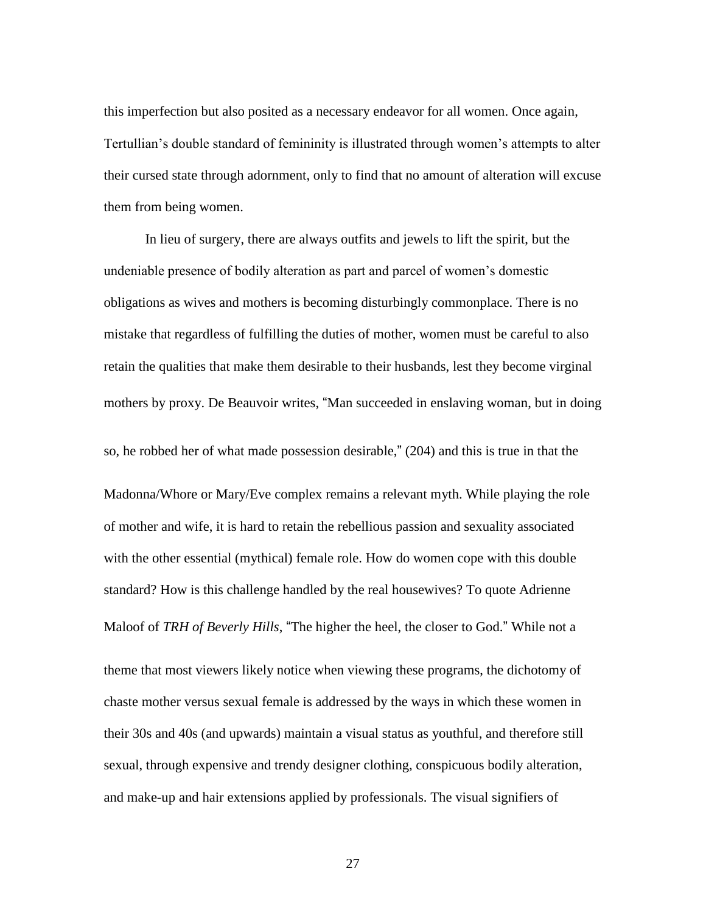this imperfection but also posited as a necessary endeavor for all women. Once again, Tertullian's double standard of femininity is illustrated through women's attempts to alter their cursed state through adornment, only to find that no amount of alteration will excuse them from being women.

In lieu of surgery, there are always outfits and jewels to lift the spirit, but the undeniable presence of bodily alteration as part and parcel of women's domestic obligations as wives and mothers is becoming disturbingly commonplace. There is no mistake that regardless of fulfilling the duties of mother, women must be careful to also retain the qualities that make them desirable to their husbands, lest they become virginal mothers by proxy. De Beauvoir writes, "Man succeeded in enslaving woman, but in doing so, he robbed her of what made possession desirable," (204) and this is true in that the Madonna/Whore or Mary/Eve complex remains a relevant myth. While playing the role of mother and wife, it is hard to retain the rebellious passion and sexuality associated with the other essential (mythical) female role. How do women cope with this double standard? How is this challenge handled by the real housewives? To quote Adrienne Maloof of *TRH of Beverly Hills*, "The higher the heel, the closer to God." While not a theme that most viewers likely notice when viewing these programs, the dichotomy of chaste mother versus sexual female is addressed by the ways in which these women in their 30s and 40s (and upwards) maintain a visual status as youthful, and therefore still sexual, through expensive and trendy designer clothing, conspicuous bodily alteration, and make-up and hair extensions applied by professionals. The visual signifiers of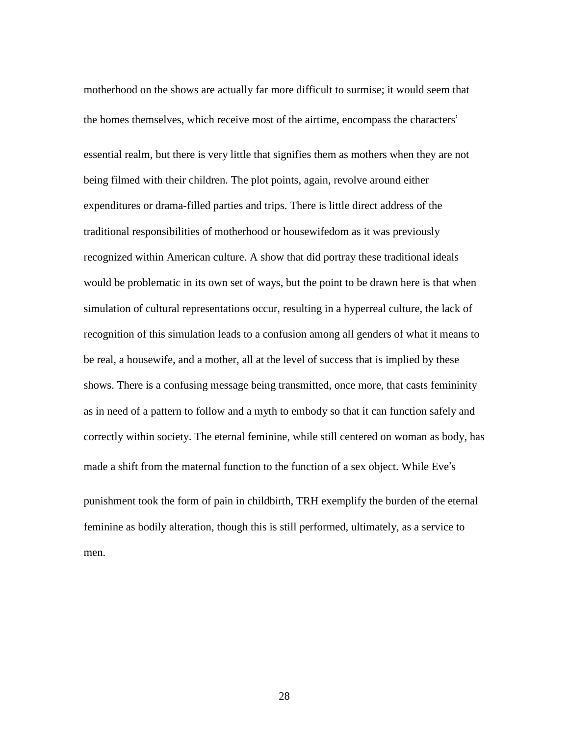motherhood on the shows are actually far more difficult to surmise; it would seem that the homes themselves, which receive most of the airtime, encompass the characters' essential realm, but there is very little that signifies them as mothers when they are not being filmed with their children. The plot points, again, revolve around either expenditures or drama-filled parties and trips. There is little direct address of the traditional responsibilities of motherhood or housewifedom as it was previously recognized within American culture. A show that did portray these traditional ideals would be problematic in its own set of ways, but the point to be drawn here is that when simulation of cultural representations occur, resulting in a hyperreal culture, the lack of recognition of this simulation leads to a confusion among all genders of what it means to be real, a housewife, and a mother, all at the level of success that is implied by these shows. There is a confusing message being transmitted, once more, that casts femininity as in need of a pattern to follow and a myth to embody so that it can function safely and correctly within society. The eternal feminine, while still centered on woman as body, has made a shift from the maternal function to the function of a sex object. While Eve's punishment took the form of pain in childbirth, TRH exemplify the burden of the eternal feminine as bodily alteration, though this is still performed, ultimately, as a service to men.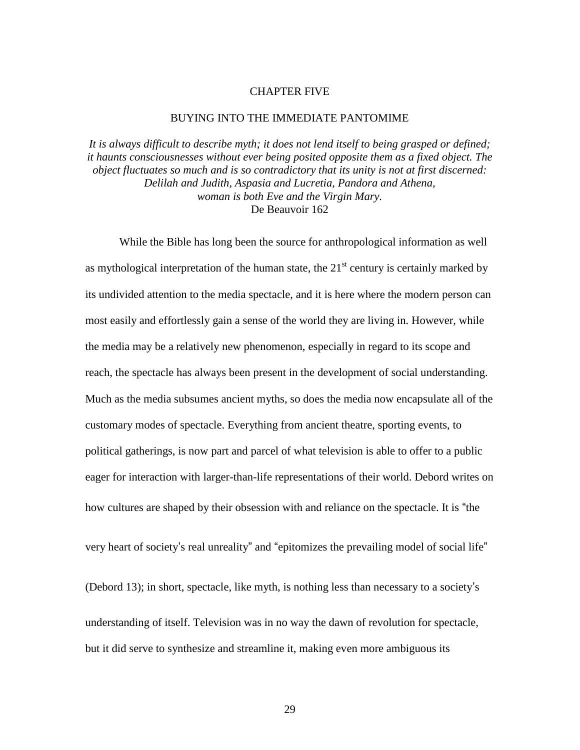# CHAPTER FIVE

## BUYING INTO THE IMMEDIATE PANTOMIME

*It is always difficult to describe myth; it does not lend itself to being grasped or defined; it haunts consciousnesses without ever being posited opposite them as a fixed object. The object fluctuates so much and is so contradictory that its unity is not at first discerned: Delilah and Judith, Aspasia and Lucretia, Pandora and Athena, woman is both Eve and the Virgin Mary.*
De Beauvoir 162

While the Bible has long been the source for anthropological information as well as mythological interpretation of the human state, the 21st century is certainly marked by its undivided attention to the media spectacle, and it is here where the modern person can most easily and effortlessly gain a sense of the world they are living in. However, while the media may be a relatively new phenomenon, especially in regard to its scope and reach, the spectacle has always been present in the development of social understanding. Much as the media subsumes ancient myths, so does the media now encapsulate all of the customary modes of spectacle. Everything from ancient theatre, sporting events, to political gatherings, is now part and parcel of what television is able to offer to a public eager for interaction with larger-than-life representations of their world. Debord writes on how cultures are shaped by their obsession with and reliance on the spectacle. It is "the very heart of society's real unreality" and "epitomizes the prevailing model of social life" (Debord 13); in short, spectacle, like myth, is nothing less than necessary to a society's understanding of itself. Television was in no way the dawn of revolution for spectacle, but it did serve to synthesize and streamline it, making even more ambiguous its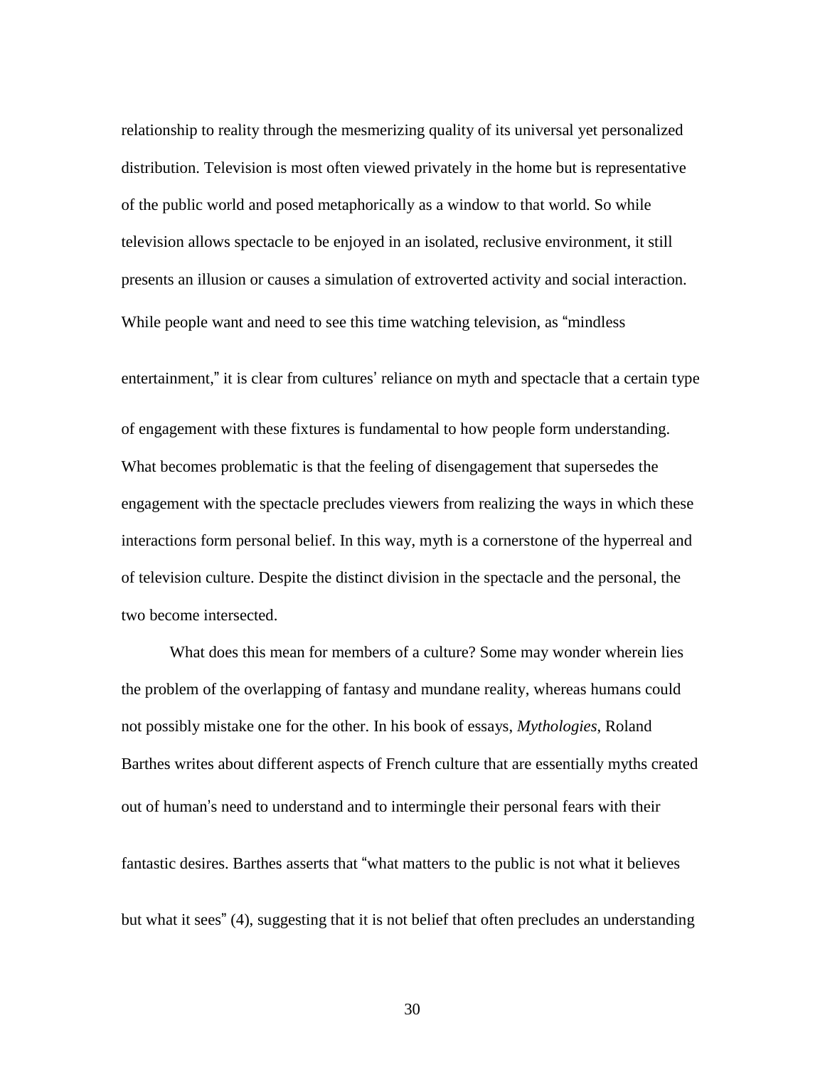relationship to reality through the mesmerizing quality of its universal yet personalized distribution. Television is most often viewed privately in the home but is representative of the public world and posed metaphorically as a window to that world. So while television allows spectacle to be enjoyed in an isolated, reclusive environment, it still presents an illusion or causes a simulation of extroverted activity and social interaction. While people want and need to see this time watching television, as "mindless entertainment," it is clear from cultures' reliance on myth and spectacle that a certain type of engagement with these fixtures is fundamental to how people form understanding. What becomes problematic is that the feeling of disengagement that supersedes the engagement with the spectacle precludes viewers from realizing the ways in which these interactions form personal belief. In this way, myth is a cornerstone of the hyperreal and of television culture. Despite the distinct division in the spectacle and the personal, the two become intersected.

What does this mean for members of a culture? Some may wonder wherein lies the problem of the overlapping of fantasy and mundane reality, whereas humans could not possibly mistake one for the other. In his book of essays, *Mythologies*, Roland Barthes writes about different aspects of French culture that are essentially myths created out of human's need to understand and to intermingle their personal fears with their fantastic desires. Barthes asserts that "what matters to the public is not what it believes but what it sees" (4), suggesting that it is not belief that often precludes an understanding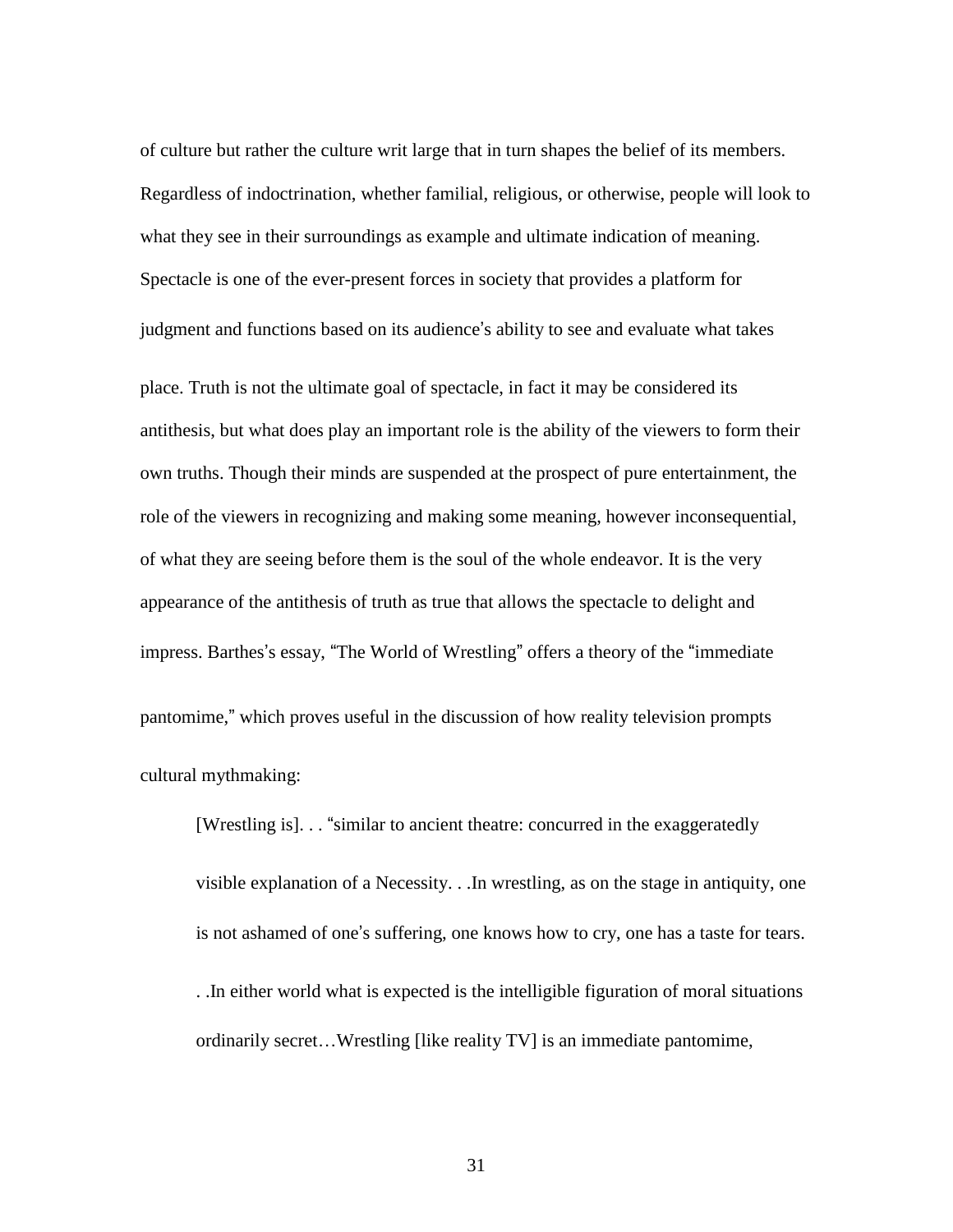of culture but rather the culture writ large that in turn shapes the belief of its members. Regardless of indoctrination, whether familial, religious, or otherwise, people will look to what they see in their surroundings as example and ultimate indication of meaning. Spectacle is one of the ever-present forces in society that provides a platform for judgment and functions based on its audience's ability to see and evaluate what takes place. Truth is not the ultimate goal of spectacle, in fact it may be considered its antithesis, but what does play an important role is the ability of the viewers to form their own truths. Though their minds are suspended at the prospect of pure entertainment, the role of the viewers in recognizing and making some meaning, however inconsequential, of what they are seeing before them is the soul of the whole endeavor. It is the very appearance of the antithesis of truth as true that allows the spectacle to delight and impress. Barthes's essay, "The World of Wrestling" offers a theory of the "immediate pantomime," which proves useful in the discussion of how reality television prompts cultural mythmaking:

> [Wrestling is]. . . "similar to ancient theatre: concurred in the exaggeratedly visible explanation of a Necessity. . .In wrestling, as on the stage in antiquity, one is not ashamed of one's suffering, one knows how to cry, one has a taste for tears. . .In either world what is expected is the intelligible figuration of moral situations ordinarily secret…Wrestling [like reality TV] is an immediate pantomime,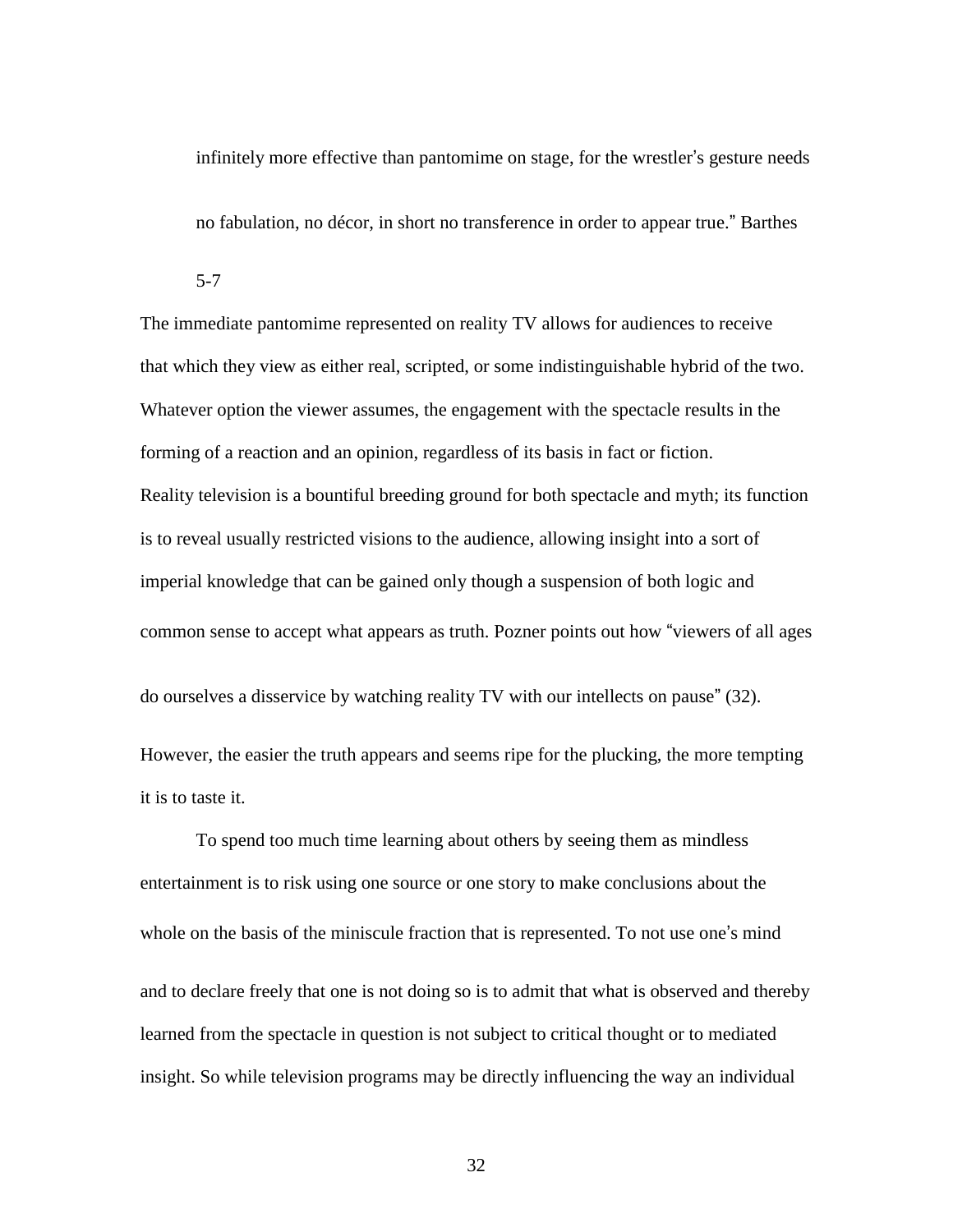infinitely more effective than pantomime on stage, for the wrestler's gesture needs no fabulation, no décor, in short no transference in order to appear true." Barthes 5-7

The immediate pantomime represented on reality TV allows for audiences to receive that which they view as either real, scripted, or some indistinguishable hybrid of the two. Whatever option the viewer assumes, the engagement with the spectacle results in the forming of a reaction and an opinion, regardless of its basis in fact or fiction. Reality television is a bountiful breeding ground for both spectacle and myth; its function is to reveal usually restricted visions to the audience, allowing insight into a sort of imperial knowledge that can be gained only though a suspension of both logic and common sense to accept what appears as truth. Pozner points out how "viewers of all ages do ourselves a disservice by watching reality TV with our intellects on pause" (32). However, the easier the truth appears and seems ripe for the plucking, the more tempting it is to taste it.

To spend too much time learning about others by seeing them as mindless entertainment is to risk using one source or one story to make conclusions about the whole on the basis of the miniscule fraction that is represented. To not use one's mind and to declare freely that one is not doing so is to admit that what is observed and thereby learned from the spectacle in question is not subject to critical thought or to mediated insight. So while television programs may be directly influencing the way an individual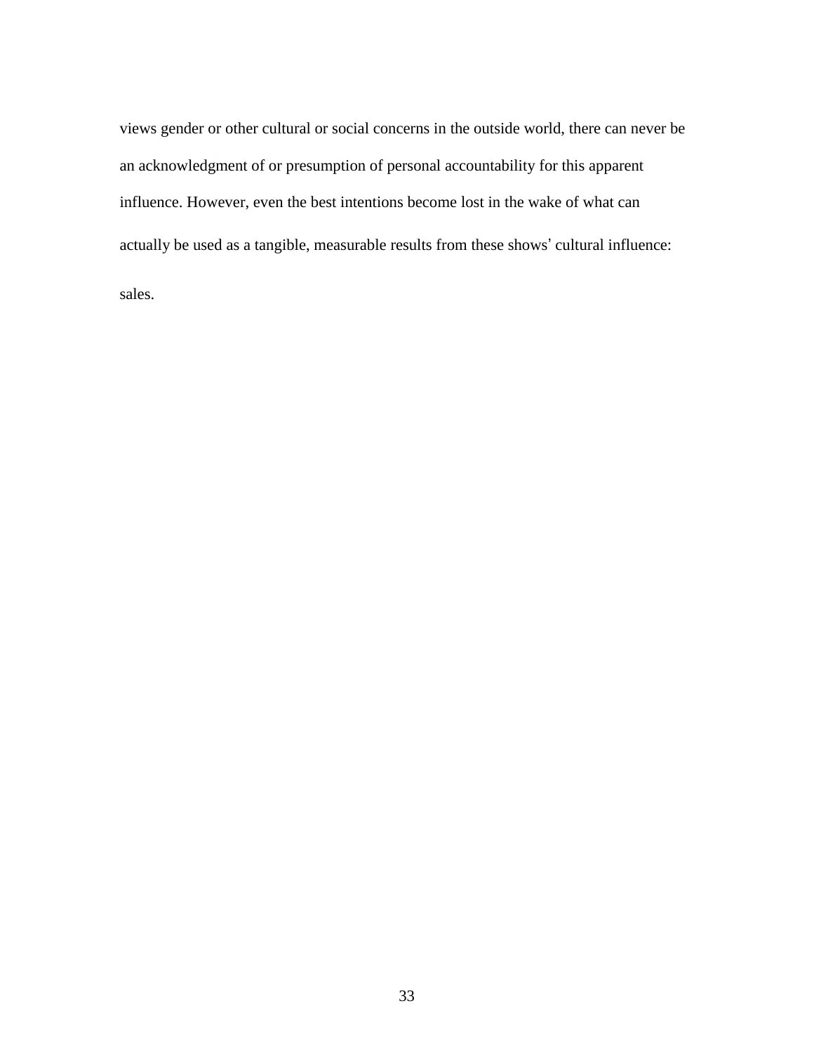views gender or other cultural or social concerns in the outside world, there can never be an acknowledgment of or presumption of personal accountability for this apparent influence. However, even the best intentions become lost in the wake of what can actually be used as a tangible, measurable results from these shows' cultural influence: sales.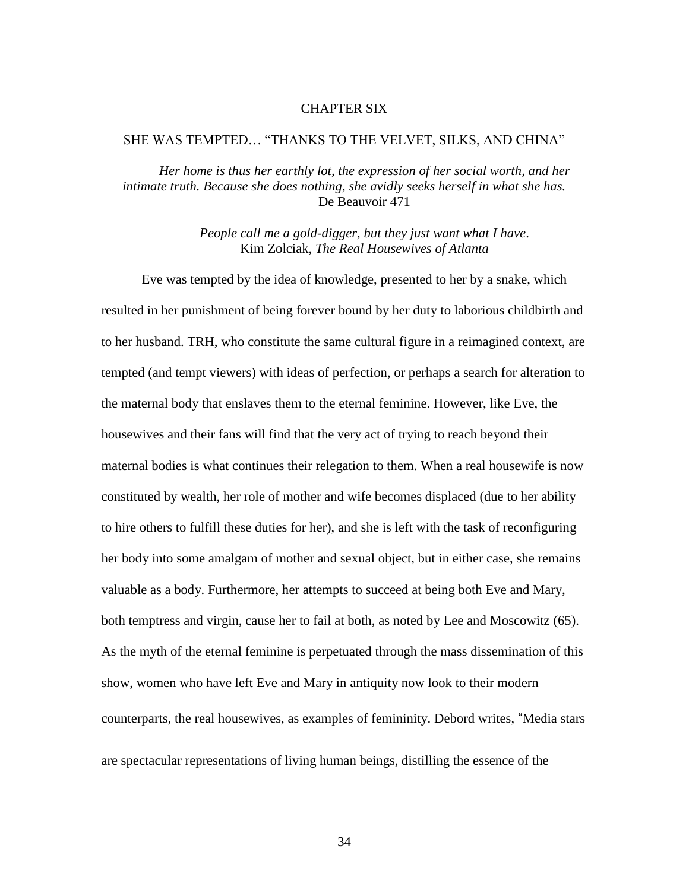# CHAPTER SIX

## SHE WAS TEMPTED… "THANKS TO THE VELVET, SILKS, AND CHINA"

> *Her home is thus her earthly lot, the expression of her social worth, and her intimate truth. Because she does nothing, she avidly seeks herself in what she has.*
> De Beauvoir 471

> *People call me a gold-digger, but they just want what I have*.
> Kim Zolciak, *The Real Housewives of Atlanta*

Eve was tempted by the idea of knowledge, presented to her by a snake, which resulted in her punishment of being forever bound by her duty to laborious childbirth and to her husband. TRH, who constitute the same cultural figure in a reimagined context, are tempted (and tempt viewers) with ideas of perfection, or perhaps a search for alteration to the maternal body that enslaves them to the eternal feminine. However, like Eve, the housewives and their fans will find that the very act of trying to reach beyond their maternal bodies is what continues their relegation to them. When a real housewife is now constituted by wealth, her role of mother and wife becomes displaced (due to her ability to hire others to fulfill these duties for her), and she is left with the task of reconfiguring her body into some amalgam of mother and sexual object, but in either case, she remains valuable as a body. Furthermore, her attempts to succeed at being both Eve and Mary, both temptress and virgin, cause her to fail at both, as noted by Lee and Moscowitz (65). As the myth of the eternal feminine is perpetuated through the mass dissemination of this show, women who have left Eve and Mary in antiquity now look to their modern counterparts, the real housewives, as examples of femininity. Debord writes, "Media stars are spectacular representations of living human beings, distilling the essence of the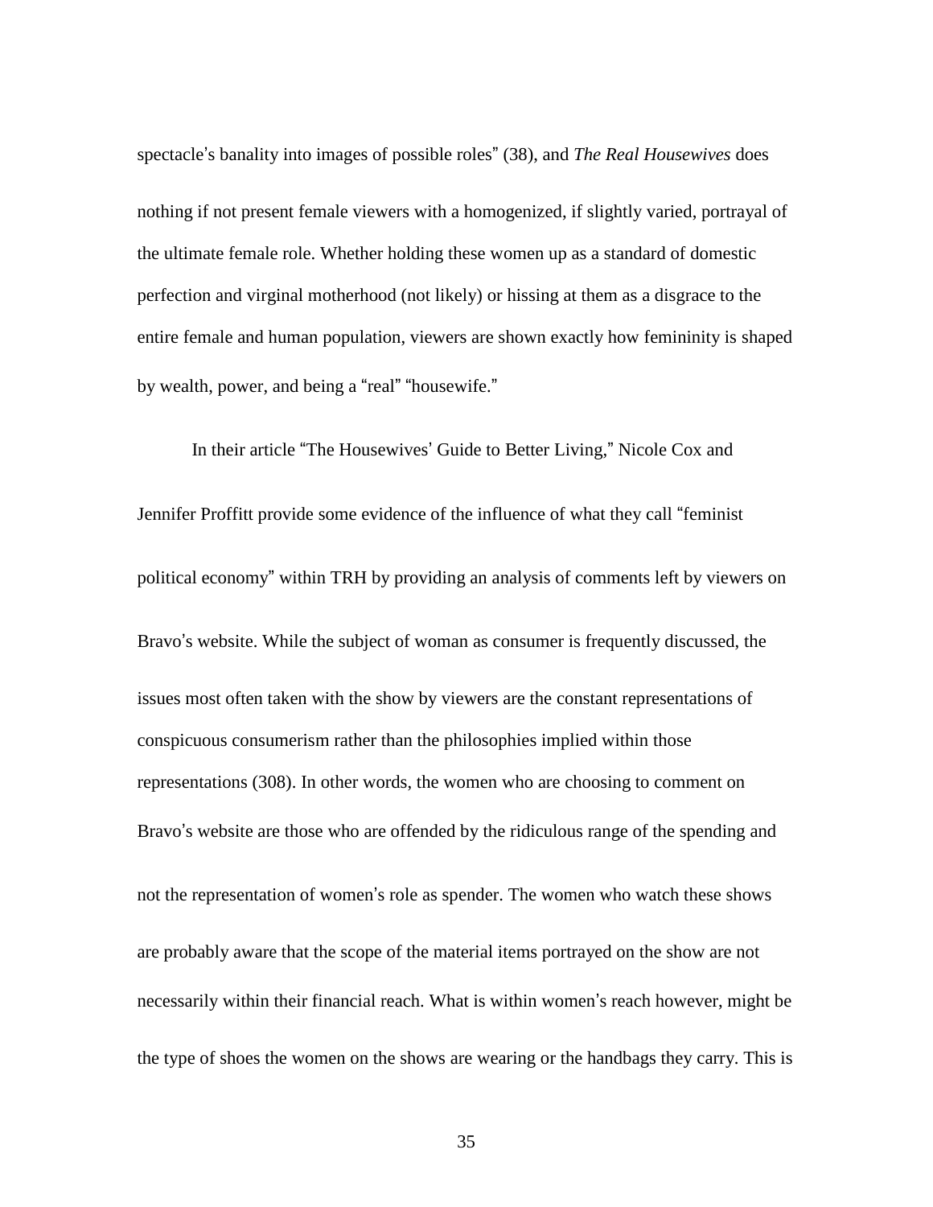spectacle's banality into images of possible roles" (38), and *The Real Housewives* does nothing if not present female viewers with a homogenized, if slightly varied, portrayal of the ultimate female role. Whether holding these women up as a standard of domestic perfection and virginal motherhood (not likely) or hissing at them as a disgrace to the entire female and human population, viewers are shown exactly how femininity is shaped by wealth, power, and being a "real" "housewife."

In their article "The Housewives' Guide to Better Living," Nicole Cox and Jennifer Proffitt provide some evidence of the influence of what they call "feminist political economy" within TRH by providing an analysis of comments left by viewers on Bravo's website. While the subject of woman as consumer is frequently discussed, the issues most often taken with the show by viewers are the constant representations of conspicuous consumerism rather than the philosophies implied within those representations (308). In other words, the women who are choosing to comment on Bravo's website are those who are offended by the ridiculous range of the spending and not the representation of women's role as spender. The women who watch these shows are probably aware that the scope of the material items portrayed on the show are not necessarily within their financial reach. What is within women's reach however, might be the type of shoes the women on the shows are wearing or the handbags they carry. This is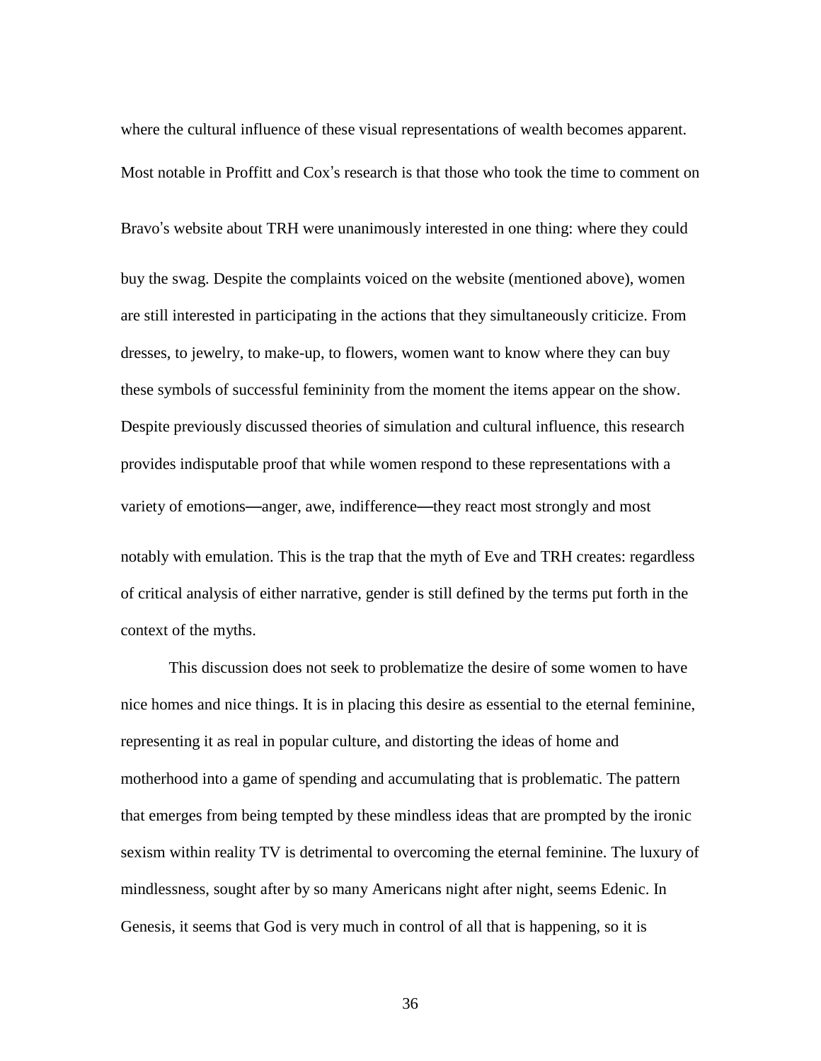where the cultural influence of these visual representations of wealth becomes apparent. Most notable in Proffitt and Cox's research is that those who took the time to comment on Bravo's website about TRH were unanimously interested in one thing: where they could buy the swag. Despite the complaints voiced on the website (mentioned above), women are still interested in participating in the actions that they simultaneously criticize. From dresses, to jewelry, to make-up, to flowers, women want to know where they can buy these symbols of successful femininity from the moment the items appear on the show. Despite previously discussed theories of simulation and cultural influence, this research provides indisputable proof that while women respond to these representations with a variety of emotions—anger, awe, indifference—they react most strongly and most notably with emulation. This is the trap that the myth of Eve and TRH creates: regardless of critical analysis of either narrative, gender is still defined by the terms put forth in the context of the myths.

This discussion does not seek to problematize the desire of some women to have nice homes and nice things. It is in placing this desire as essential to the eternal feminine, representing it as real in popular culture, and distorting the ideas of home and motherhood into a game of spending and accumulating that is problematic. The pattern that emerges from being tempted by these mindless ideas that are prompted by the ironic sexism within reality TV is detrimental to overcoming the eternal feminine. The luxury of mindlessness, sought after by so many Americans night after night, seems Edenic. In Genesis, it seems that God is very much in control of all that is happening, so it is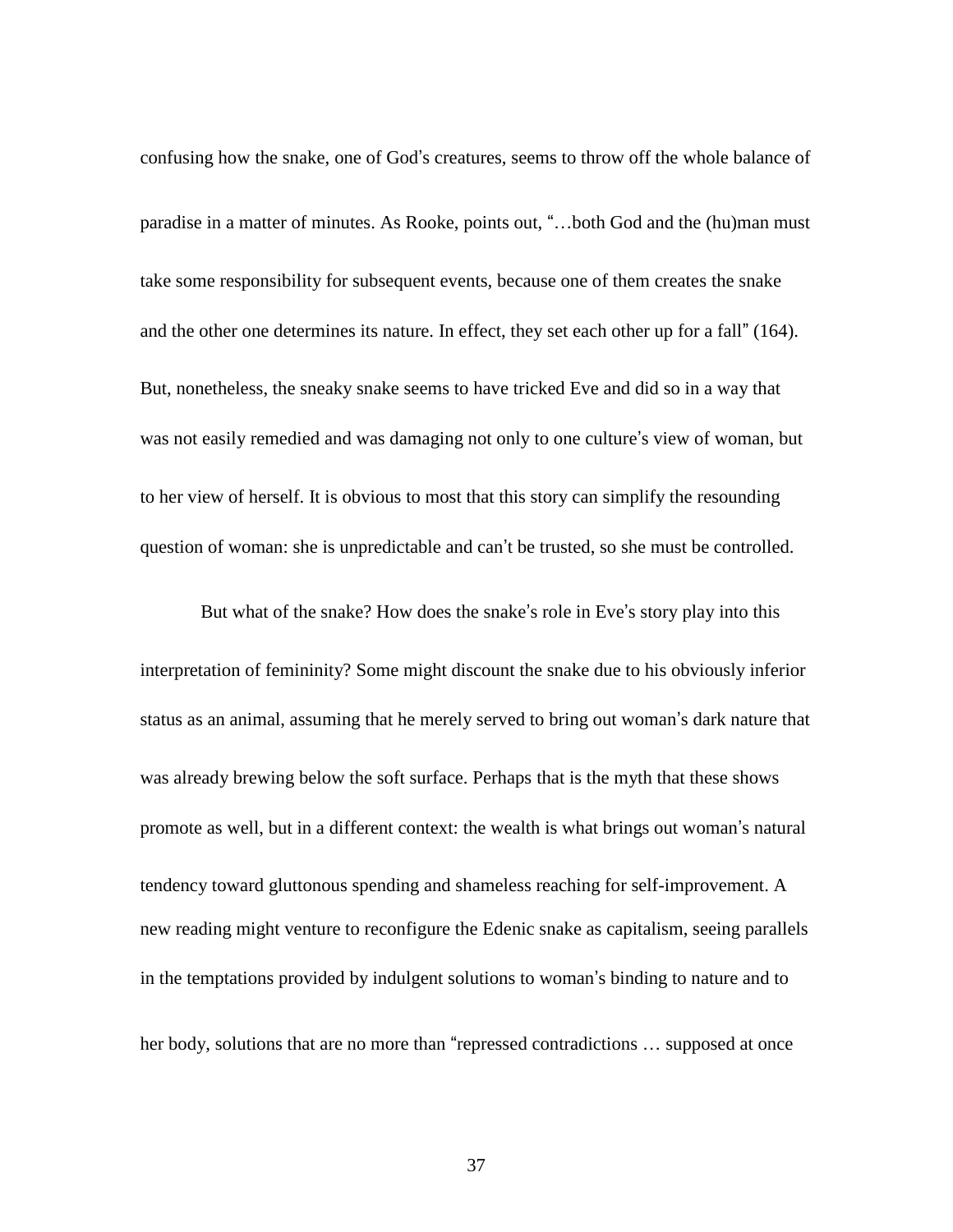confusing how the snake, one of God's creatures, seems to throw off the whole balance of paradise in a matter of minutes. As Rooke, points out, "…both God and the (hu)man must take some responsibility for subsequent events, because one of them creates the snake and the other one determines its nature. In effect, they set each other up for a fall" (164). But, nonetheless, the sneaky snake seems to have tricked Eve and did so in a way that was not easily remedied and was damaging not only to one culture's view of woman, but to her view of herself. It is obvious to most that this story can simplify the resounding question of woman: she is unpredictable and can't be trusted, so she must be controlled.

But what of the snake? How does the snake's role in Eve's story play into this interpretation of femininity? Some might discount the snake due to his obviously inferior status as an animal, assuming that he merely served to bring out woman's dark nature that was already brewing below the soft surface. Perhaps that is the myth that these shows promote as well, but in a different context: the wealth is what brings out woman's natural tendency toward gluttonous spending and shameless reaching for self-improvement. A new reading might venture to reconfigure the Edenic snake as capitalism, seeing parallels in the temptations provided by indulgent solutions to woman's binding to nature and to her body, solutions that are no more than "repressed contradictions … supposed at once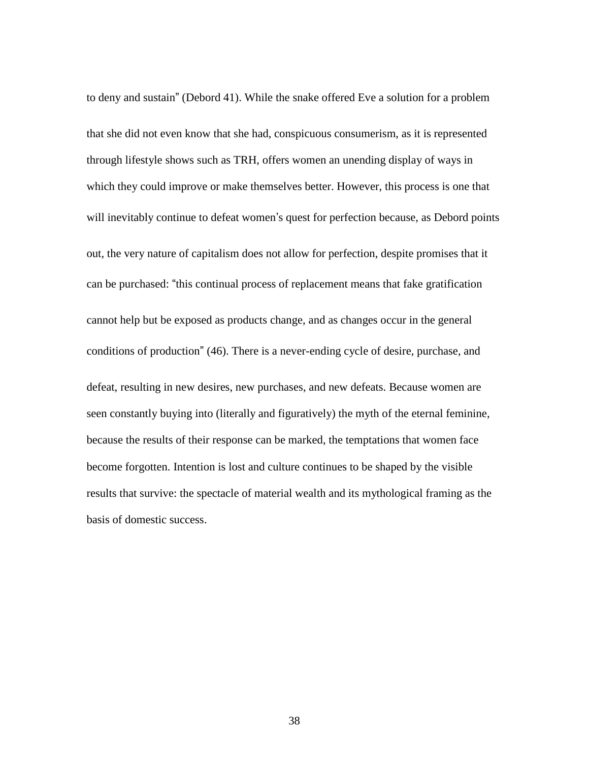to deny and sustain" (Debord 41). While the snake offered Eve a solution for a problem that she did not even know that she had, conspicuous consumerism, as it is represented through lifestyle shows such as TRH, offers women an unending display of ways in which they could improve or make themselves better. However, this process is one that will inevitably continue to defeat women's quest for perfection because, as Debord points out, the very nature of capitalism does not allow for perfection, despite promises that it can be purchased: "this continual process of replacement means that fake gratification cannot help but be exposed as products change, and as changes occur in the general conditions of production" (46). There is a never-ending cycle of desire, purchase, and defeat, resulting in new desires, new purchases, and new defeats. Because women are seen constantly buying into (literally and figuratively) the myth of the eternal feminine, because the results of their response can be marked, the temptations that women face become forgotten. Intention is lost and culture continues to be shaped by the visible results that survive: the spectacle of material wealth and its mythological framing as the basis of domestic success.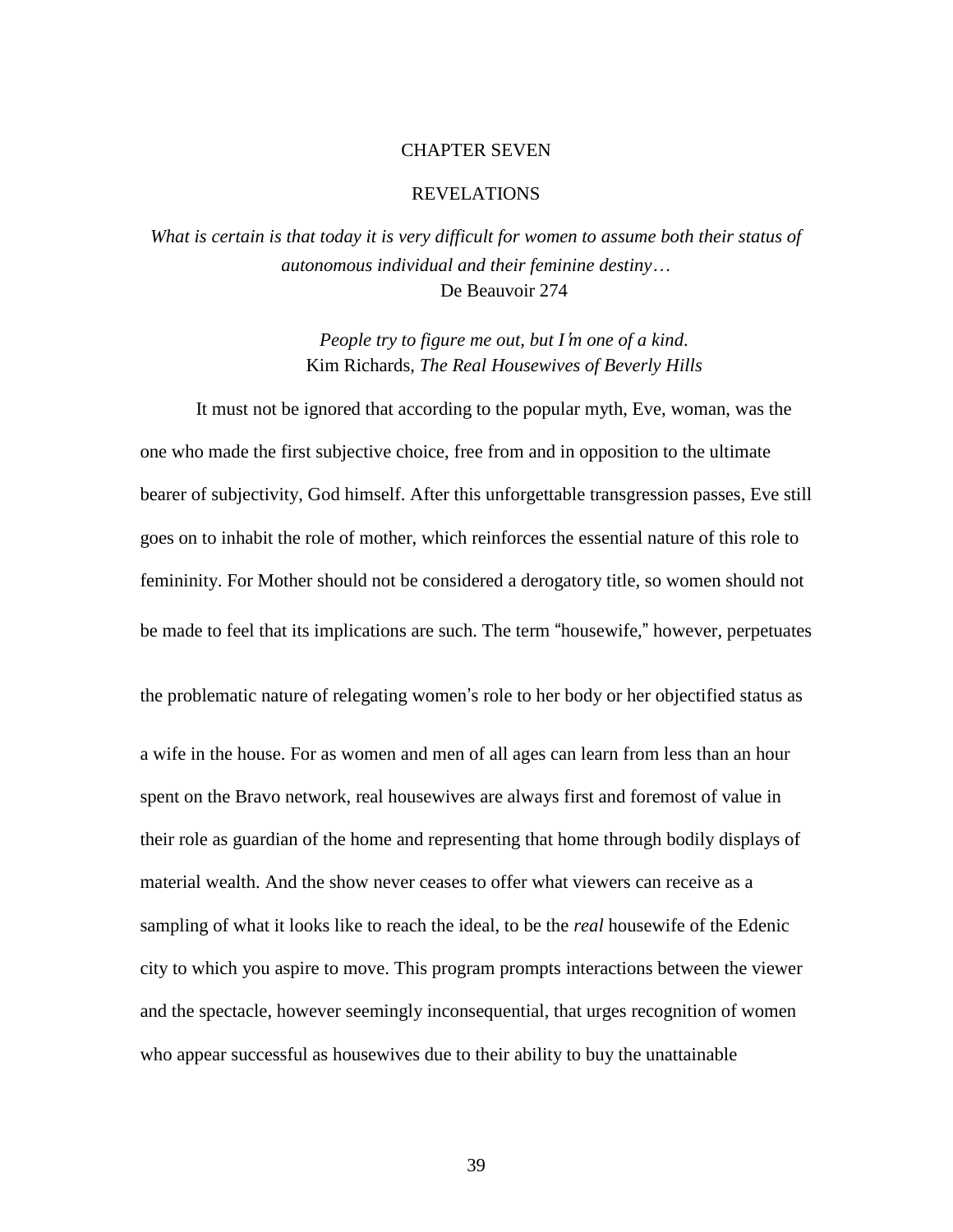# CHAPTER SEVEN

## REVELATIONS

*What is certain is that today it is very difficult for women to assume both their status of autonomous individual and their feminine destiny…*
De Beauvoir 274

*People try to figure me out, but I'm one of a kind.*
Kim Richards, *The Real Housewives of Beverly Hills*

It must not be ignored that according to the popular myth, Eve, woman, was the one who made the first subjective choice, free from and in opposition to the ultimate bearer of subjectivity, God himself. After this unforgettable transgression passes, Eve still goes on to inhabit the role of mother, which reinforces the essential nature of this role to femininity. For Mother should not be considered a derogatory title, so women should not be made to feel that its implications are such. The term "housewife," however, perpetuates the problematic nature of relegating women's role to her body or her objectified status as a wife in the house. For as women and men of all ages can learn from less than an hour spent on the Bravo network, real housewives are always first and foremost of value in their role as guardian of the home and representing that home through bodily displays of material wealth. And the show never ceases to offer what viewers can receive as a sampling of what it looks like to reach the ideal, to be the *real* housewife of the Edenic city to which you aspire to move. This program prompts interactions between the viewer and the spectacle, however seemingly inconsequential, that urges recognition of women who appear successful as housewives due to their ability to buy the unattainable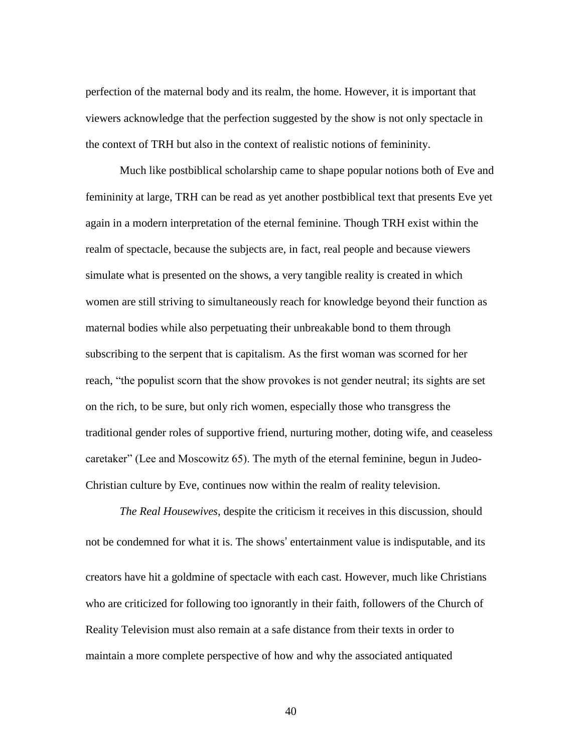perfection of the maternal body and its realm, the home. However, it is important that viewers acknowledge that the perfection suggested by the show is not only spectacle in the context of TRH but also in the context of realistic notions of femininity.

Much like postbiblical scholarship came to shape popular notions both of Eve and femininity at large, TRH can be read as yet another postbiblical text that presents Eve yet again in a modern interpretation of the eternal feminine. Though TRH exist within the realm of spectacle, because the subjects are, in fact, real people and because viewers simulate what is presented on the shows, a very tangible reality is created in which women are still striving to simultaneously reach for knowledge beyond their function as maternal bodies while also perpetuating their unbreakable bond to them through subscribing to the serpent that is capitalism. As the first woman was scorned for her reach, "the populist scorn that the show provokes is not gender neutral; its sights are set on the rich, to be sure, but only rich women, especially those who transgress the traditional gender roles of supportive friend, nurturing mother, doting wife, and ceaseless caretaker" (Lee and Moscowitz 65). The myth of the eternal feminine, begun in Judeo-Christian culture by Eve, continues now within the realm of reality television.

*The Real Housewives*, despite the criticism it receives in this discussion, should not be condemned for what it is. The shows' entertainment value is indisputable, and its creators have hit a goldmine of spectacle with each cast. However, much like Christians who are criticized for following too ignorantly in their faith, followers of the Church of Reality Television must also remain at a safe distance from their texts in order to maintain a more complete perspective of how and why the associated antiquated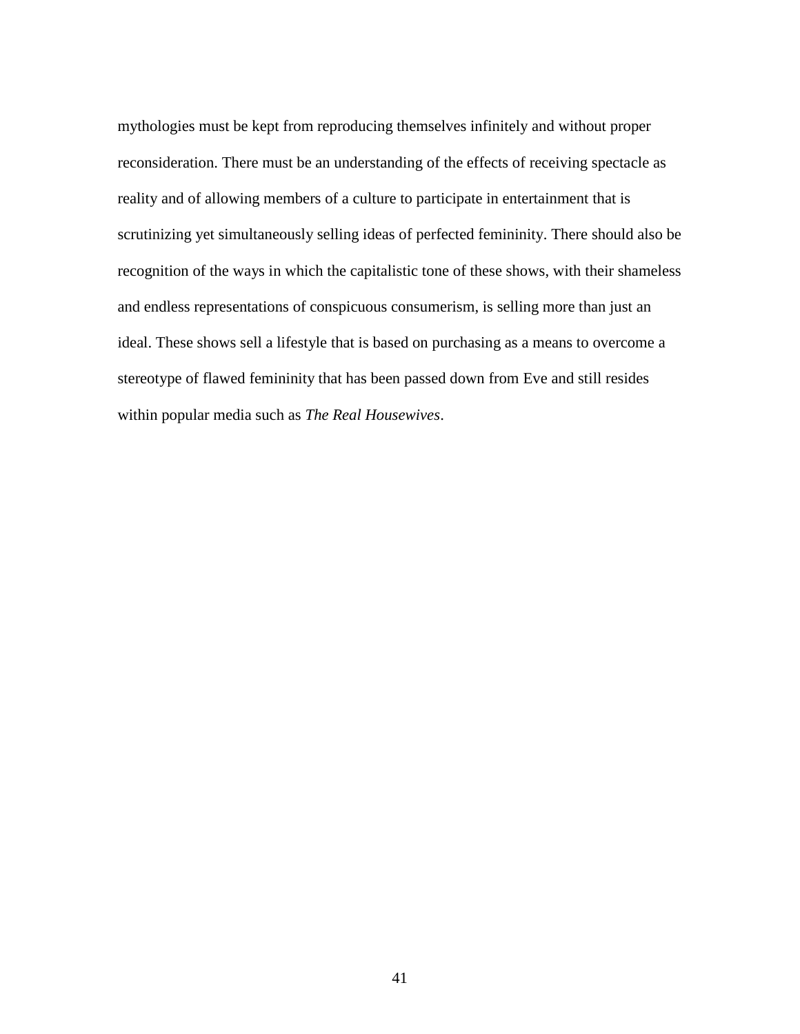mythologies must be kept from reproducing themselves infinitely and without proper reconsideration. There must be an understanding of the effects of receiving spectacle as reality and of allowing members of a culture to participate in entertainment that is scrutinizing yet simultaneously selling ideas of perfected femininity. There should also be recognition of the ways in which the capitalistic tone of these shows, with their shameless and endless representations of conspicuous consumerism, is selling more than just an ideal. These shows sell a lifestyle that is based on purchasing as a means to overcome a stereotype of flawed femininity that has been passed down from Eve and still resides within popular media such as *The Real Housewives*.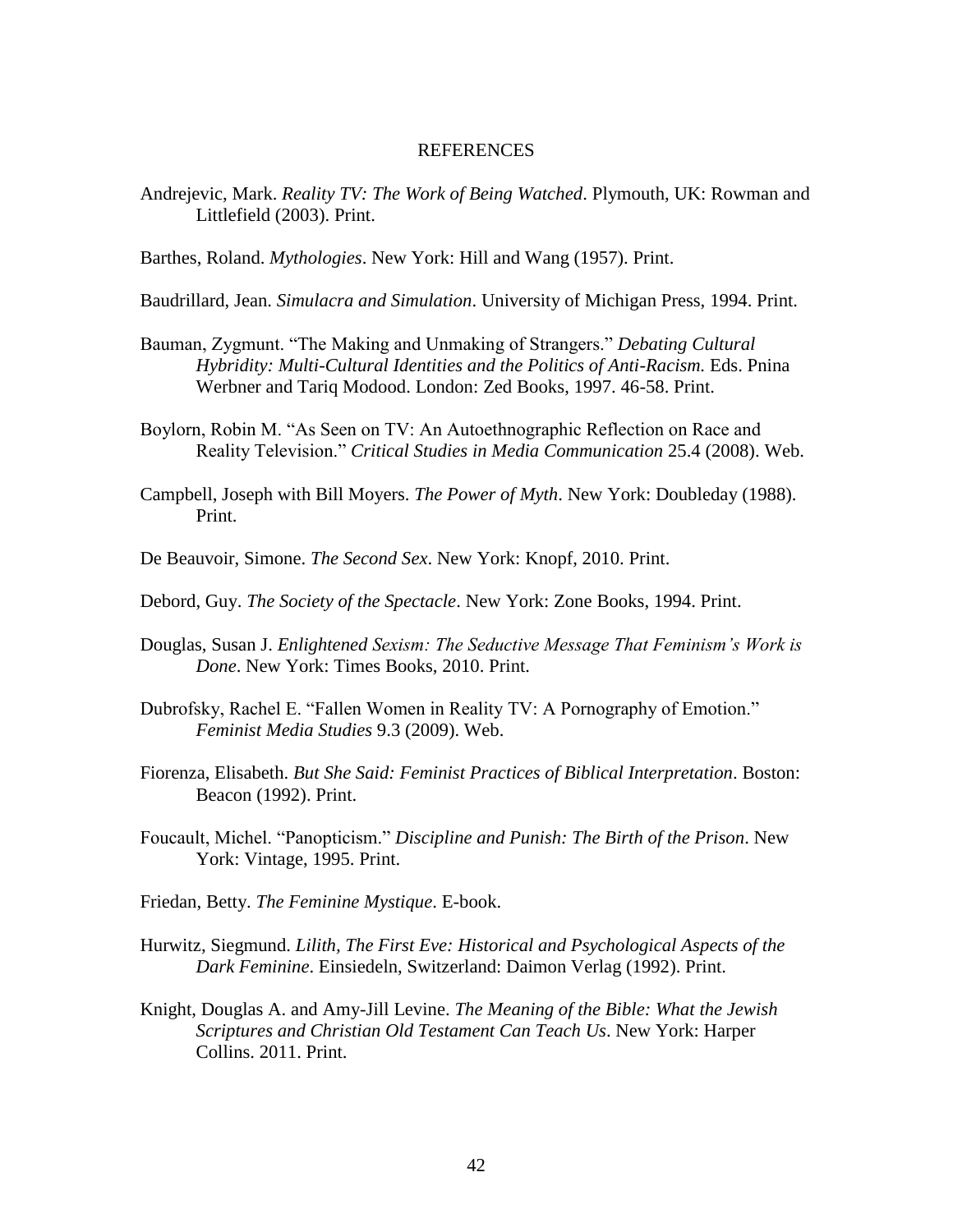# REFERENCES

Andrejevic, Mark. *Reality TV: The Work of Being Watched*. Plymouth, UK: Rowman and Littlefield (2003). Print.

Barthes, Roland. *Mythologies*. New York: Hill and Wang (1957). Print.

Baudrillard, Jean. *Simulacra and Simulation*. University of Michigan Press, 1994. Print.

Bauman, Zygmunt. "The Making and Unmaking of Strangers." *Debating Cultural Hybridity: Multi-Cultural Identities and the Politics of Anti-Racism.* Eds. Pnina Werbner and Tariq Modood. London: Zed Books, 1997. 46-58. Print.

Boylorn, Robin M. "As Seen on TV: An Autoethnographic Reflection on Race and Reality Television." *Critical Studies in Media Communication* 25.4 (2008). Web.

Campbell, Joseph with Bill Moyers. *The Power of Myth*. New York: Doubleday (1988). Print.

De Beauvoir, Simone. *The Second Sex*. New York: Knopf, 2010. Print.

Debord, Guy. *The Society of the Spectacle*. New York: Zone Books, 1994. Print.

Douglas, Susan J. *Enlightened Sexism: The Seductive Message That Feminism's Work is Done*. New York: Times Books, 2010. Print.

Dubrofsky, Rachel E. "Fallen Women in Reality TV: A Pornography of Emotion." *Feminist Media Studies* 9.3 (2009). Web.

Fiorenza, Elisabeth. *But She Said: Feminist Practices of Biblical Interpretation*. Boston: Beacon (1992). Print.

Foucault, Michel. "Panopticism." *Discipline and Punish: The Birth of the Prison*. New York: Vintage, 1995. Print.

Friedan, Betty. *The Feminine Mystique*. E-book.

Hurwitz, Siegmund. *Lilith, The First Eve: Historical and Psychological Aspects of the Dark Feminine*. Einsiedeln, Switzerland: Daimon Verlag (1992). Print.

Knight, Douglas A. and Amy-Jill Levine. *The Meaning of the Bible: What the Jewish Scriptures and Christian Old Testament Can Teach Us*. New York: Harper Collins. 2011. Print.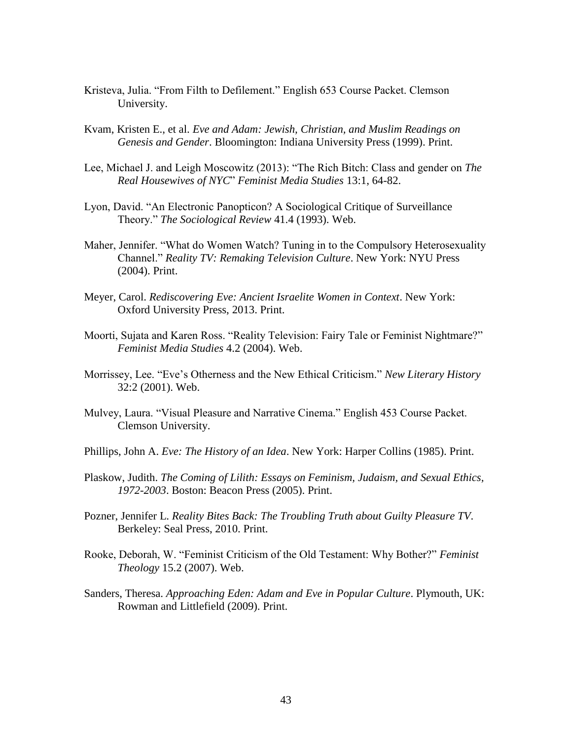Kristeva, Julia. "From Filth to Defilement." English 653 Course Packet. Clemson University.

Kvam, Kristen E., et al. *Eve and Adam: Jewish, Christian, and Muslim Readings on Genesis and Gender*. Bloomington: Indiana University Press (1999). Print.

Lee, Michael J. and Leigh Moscowitz (2013): "The Rich Bitch: Class and gender on *The Real Housewives of NYC*" *Feminist Media Studies* 13:1, 64-82.

Lyon, David. "An Electronic Panopticon? A Sociological Critique of Surveillance Theory." *The Sociological Review* 41.4 (1993). Web.

Maher, Jennifer. "What do Women Watch? Tuning in to the Compulsory Heterosexuality Channel." *Reality TV: Remaking Television Culture*. New York: NYU Press (2004). Print.

Meyer, Carol. *Rediscovering Eve: Ancient Israelite Women in Context*. New York: Oxford University Press, 2013. Print.

Moorti, Sujata and Karen Ross. "Reality Television: Fairy Tale or Feminist Nightmare?" *Feminist Media Studies* 4.2 (2004). Web.

Morrissey, Lee. "Eve's Otherness and the New Ethical Criticism." *New Literary History* 32:2 (2001). Web.

Mulvey, Laura. "Visual Pleasure and Narrative Cinema." English 453 Course Packet. Clemson University.

Phillips, John A. *Eve: The History of an Idea*. New York: Harper Collins (1985). Print.

Plaskow, Judith. *The Coming of Lilith: Essays on Feminism, Judaism, and Sexual Ethics, 1972-2003*. Boston: Beacon Press (2005). Print.

Pozner, Jennifer L. *Reality Bites Back: The Troubling Truth about Guilty Pleasure TV*. Berkeley: Seal Press, 2010. Print.

Rooke, Deborah, W. "Feminist Criticism of the Old Testament: Why Bother?" *Feminist Theology* 15.2 (2007). Web.

Sanders, Theresa. *Approaching Eden: Adam and Eve in Popular Culture*. Plymouth, UK: Rowman and Littlefield (2009). Print.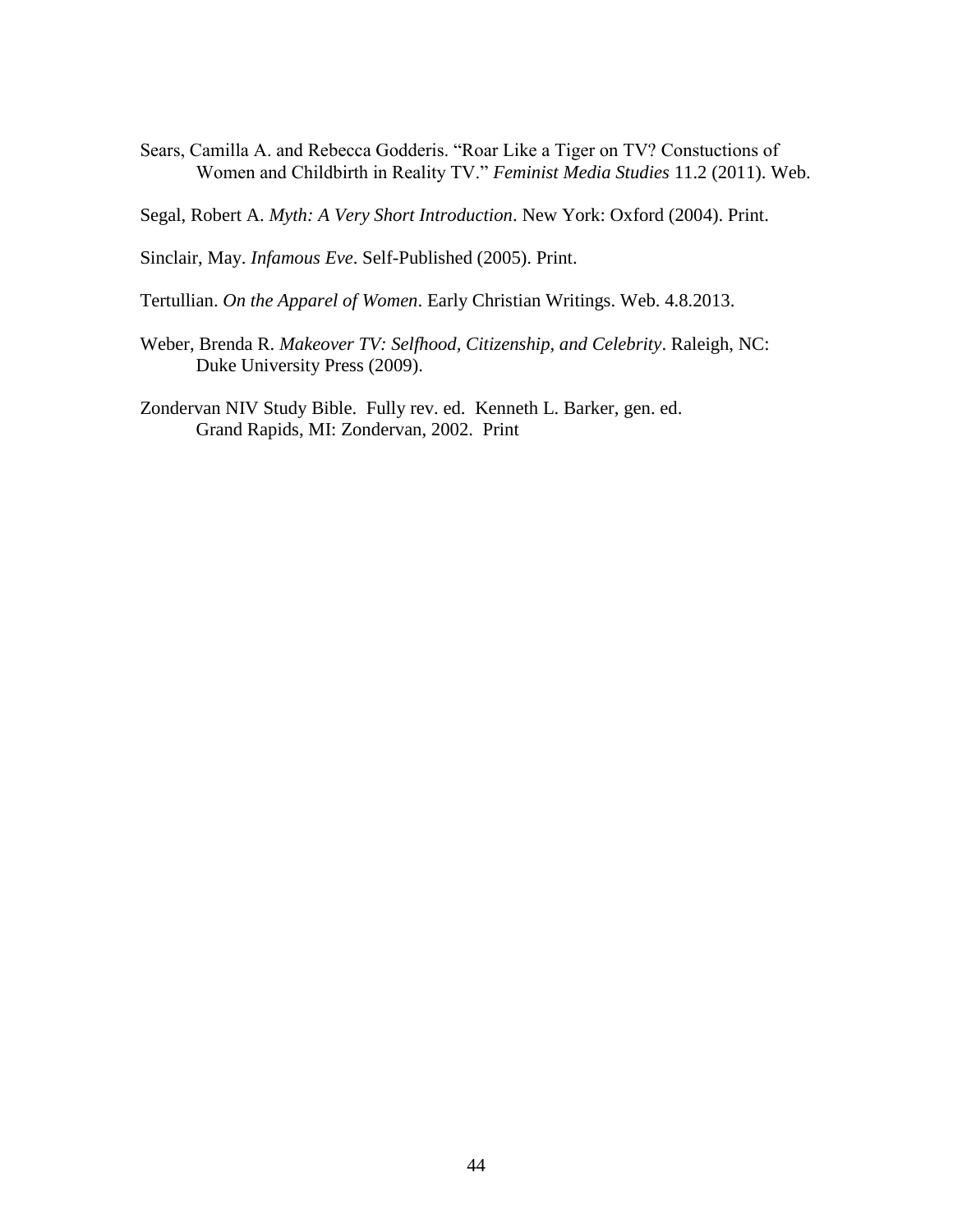Sears, Camilla A. and Rebecca Godderis. "Roar Like a Tiger on TV? Constuctions of Women and Childbirth in Reality TV." *Feminist Media Studies* 11.2 (2011). Web.

Segal, Robert A. *Myth: A Very Short Introduction*. New York: Oxford (2004). Print.

Sinclair, May. *Infamous Eve*. Self-Published (2005). Print.

Tertullian. *On the Apparel of Women*. Early Christian Writings. Web. 4.8.2013.

Weber, Brenda R. *Makeover TV: Selfhood, Citizenship, and Celebrity*. Raleigh, NC: Duke University Press (2009).

Zondervan NIV Study Bible. Fully rev. ed. Kenneth L. Barker, gen. ed. Grand Rapids, MI: Zondervan, 2002. Print